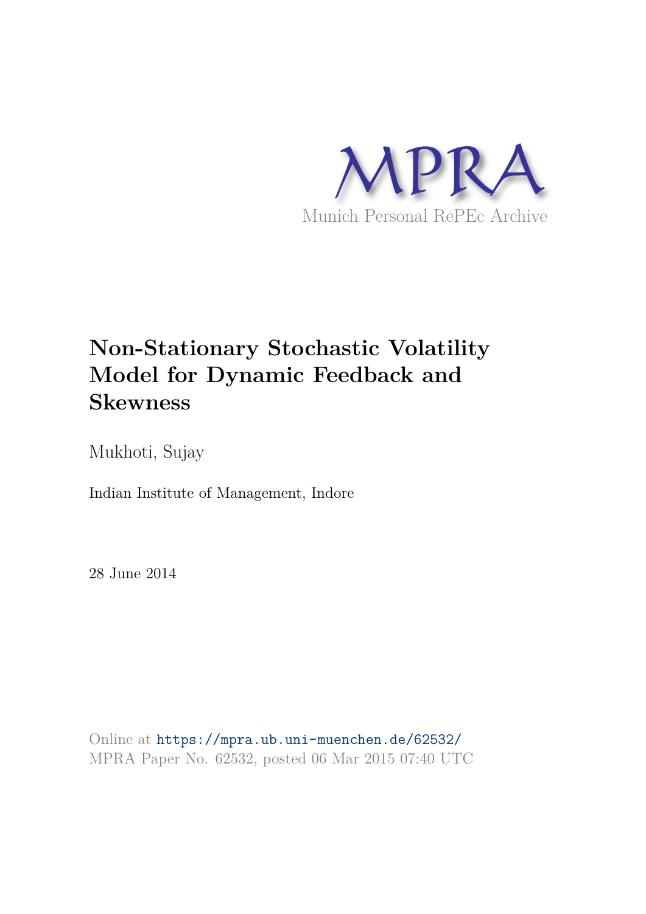MPRA

Munich Personal RePEc Archive

# Non-Stationary Stochastic Volatility Model for Dynamic Feedback and Skewness

Mukhoti, Sujay

Indian Institute of Management, Indore

28 June 2014

Online at https://mpra.ub.uni-muenchen.de/62532/
MPRA Paper No. 62532, posted 06 Mar 2015 07:40 UTC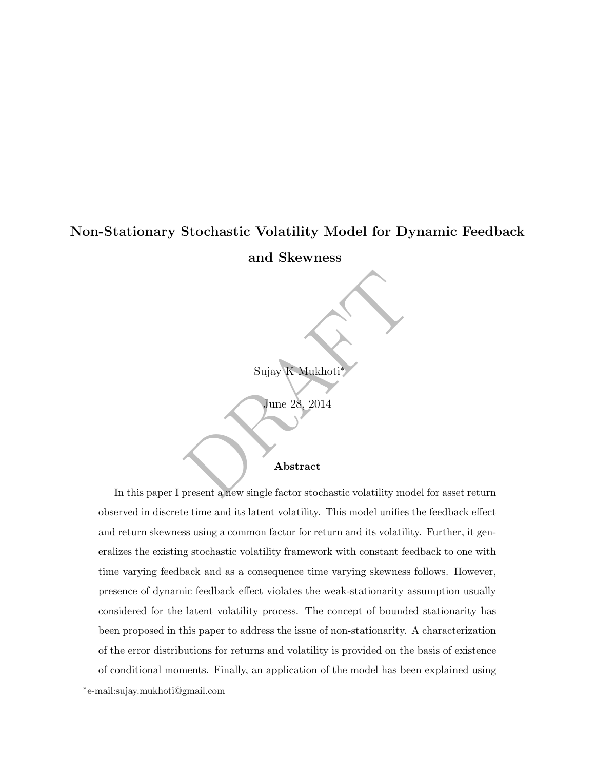# Non-Stationary Stochastic Volatility Model for Dynamic Feedback and Skewness

Sujay K Mukhoti*

June 28, 2014

## Abstract

In this paper I present a new single factor stochastic volatility model for asset return observed in discrete time and its latent volatility. This model unifies the feedback effect and return skewness using a common factor for return and its volatility. Further, it generalizes the existing stochastic volatility framework with constant feedback to one with time varying feedback and as a consequence time varying skewness follows. However, presence of dynamic feedback effect violates the weak-stationarity assumption usually considered for the latent volatility process. The concept of bounded stationarity has been proposed in this paper to address the issue of non-stationarity. A characterization of the error distributions for returns and volatility is provided on the basis of existence of conditional moments. Finally, an application of the model has been explained using

*e-mail:sujay.mukhoti@gmail.com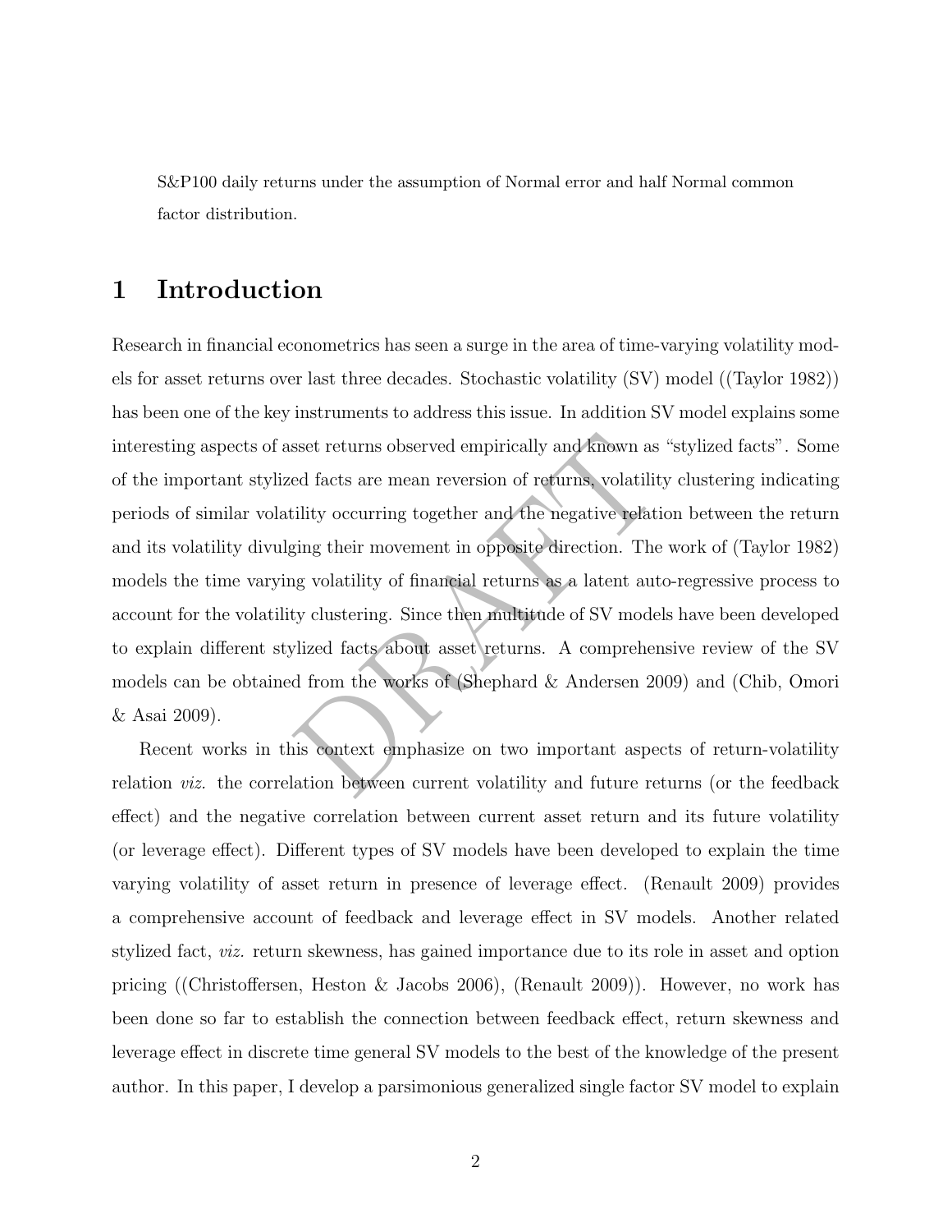S&P100 daily returns under the assumption of Normal error and half Normal common factor distribution.

# 1 Introduction

Research in financial econometrics has seen a surge in the area of time-varying volatility models for asset returns over last three decades. Stochastic volatility (SV) model ((Taylor 1982)) has been one of the key instruments to address this issue. In addition SV model explains some interesting aspects of asset returns observed empirically and known as "stylized facts". Some of the important stylized facts are mean reversion of returns, volatility clustering indicating periods of similar volatility occurring together and the negative relation between the return and its volatility divulging their movement in opposite direction. The work of (Taylor 1982) models the time varying volatility of financial returns as a latent auto-regressive process to account for the volatility clustering. Since then multitude of SV models have been developed to explain different stylized facts about asset returns. A comprehensive review of the SV models can be obtained from the works of (Shephard & Andersen 2009) and (Chib, Omori & Asai 2009).

Recent works in this context emphasize on two important aspects of return-volatility relation *viz.* the correlation between current volatility and future returns (or the feedback effect) and the negative correlation between current asset return and its future volatility (or leverage effect). Different types of SV models have been developed to explain the time varying volatility of asset return in presence of leverage effect. (Renault 2009) provides a comprehensive account of feedback and leverage effect in SV models. Another related stylized fact, *viz.* return skewness, has gained importance due to its role in asset and option pricing ((Christoffersen, Heston & Jacobs 2006), (Renault 2009)). However, no work has been done so far to establish the connection between feedback effect, return skewness and leverage effect in discrete time general SV models to the best of the knowledge of the present author. In this paper, I develop a parsimonious generalized single factor SV model to explain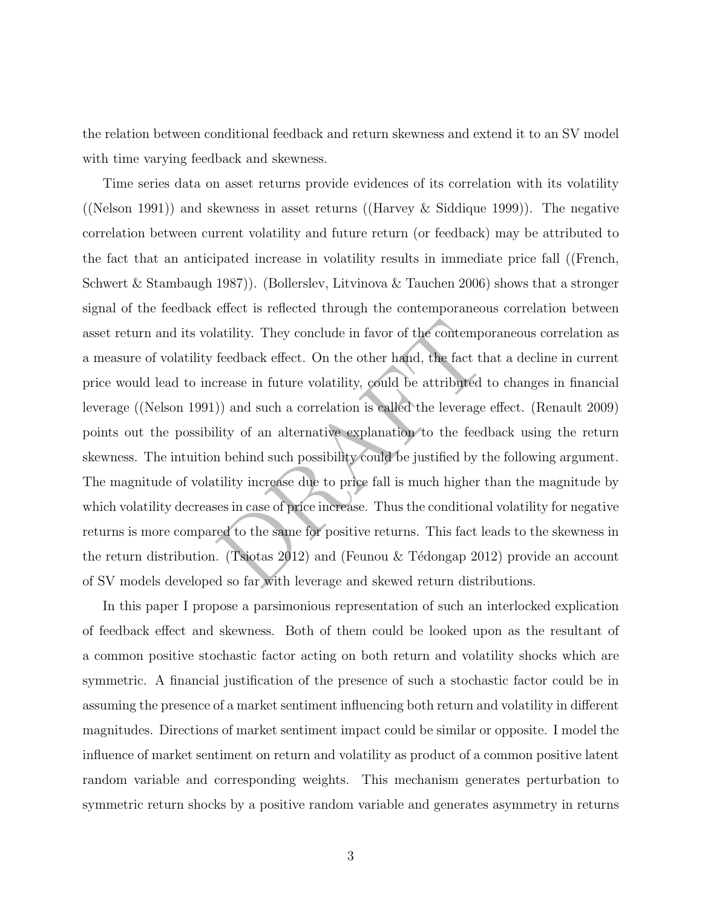the relation between conditional feedback and return skewness and extend it to an SV model with time varying feedback and skewness.

Time series data on asset returns provide evidences of its correlation with its volatility ((Nelson 1991)) and skewness in asset returns ((Harvey & Siddique 1999)). The negative correlation between current volatility and future return (or feedback) may be attributed to the fact that an anticipated increase in volatility results in immediate price fall ((French, Schwert & Stambaugh 1987)). (Bollerslev, Litvinova & Tauchen 2006) shows that a stronger signal of the feedback effect is reflected through the contemporaneous correlation between asset return and its volatility. They conclude in favor of the contemporaneous correlation as a measure of volatility feedback effect. On the other hand, the fact that a decline in current price would lead to increase in future volatility, could be attributed to changes in financial leverage ((Nelson 1991)) and such a correlation is called the leverage effect. (Renault 2009) points out the possibility of an alternative explanation to the feedback using the return skewness. The intuition behind such possibility could be justified by the following argument. The magnitude of volatility increase due to price fall is much higher than the magnitude by which volatility decreases in case of price increase. Thus the conditional volatility for negative returns is more compared to the same for positive returns. This fact leads to the skewness in the return distribution. (Tsiotas 2012) and (Feunou & Tédongap 2012) provide an account of SV models developed so far with leverage and skewed return distributions.

In this paper I propose a parsimonious representation of such an interlocked explication of feedback effect and skewness. Both of them could be looked upon as the resultant of a common positive stochastic factor acting on both return and volatility shocks which are symmetric. A financial justification of the presence of such a stochastic factor could be in assuming the presence of a market sentiment influencing both return and volatility in different magnitudes. Directions of market sentiment impact could be similar or opposite. I model the influence of market sentiment on return and volatility as product of a common positive latent random variable and corresponding weights. This mechanism generates perturbation to symmetric return shocks by a positive random variable and generates asymmetry in returns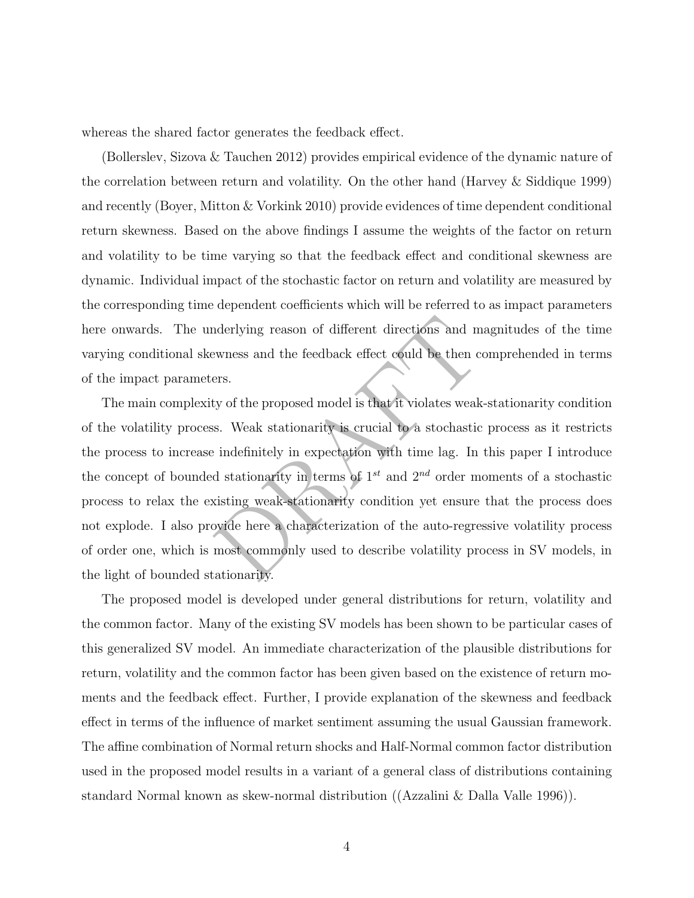whereas the shared factor generates the feedback effect.

(Bollerslev, Sizova & Tauchen 2012) provides empirical evidence of the dynamic nature of the correlation between return and volatility. On the other hand (Harvey & Siddique 1999) and recently (Boyer, Mitton & Vorkink 2010) provide evidences of time dependent conditional return skewness. Based on the above findings I assume the weights of the factor on return and volatility to be time varying so that the feedback effect and conditional skewness are dynamic. Individual impact of the stochastic factor on return and volatility are measured by the corresponding time dependent coefficients which will be referred to as impact parameters here onwards. The underlying reason of different directions and magnitudes of the time varying conditional skewness and the feedback effect could be then comprehended in terms of the impact parameters.

The main complexity of the proposed model is that it violates weak-stationarity condition of the volatility process. Weak stationarity is crucial to a stochastic process as it restricts the process to increase indefinitely in expectation with time lag. In this paper I introduce the concept of bounded stationarity in terms of $1^{st}$ and $2^{nd}$ order moments of a stochastic process to relax the existing weak-stationarity condition yet ensure that the process does not explode. I also provide here a characterization of the auto-regressive volatility process of order one, which is most commonly used to describe volatility process in SV models, in the light of bounded stationarity.

The proposed model is developed under general distributions for return, volatility and the common factor. Many of the existing SV models has been shown to be particular cases of this generalized SV model. An immediate characterization of the plausible distributions for return, volatility and the common factor has been given based on the existence of return moments and the feedback effect. Further, I provide explanation of the skewness and feedback effect in terms of the influence of market sentiment assuming the usual Gaussian framework. The affine combination of Normal return shocks and Half-Normal common factor distribution used in the proposed model results in a variant of a general class of distributions containing standard Normal known as skew-normal distribution ((Azzalini & Dalla Valle 1996)).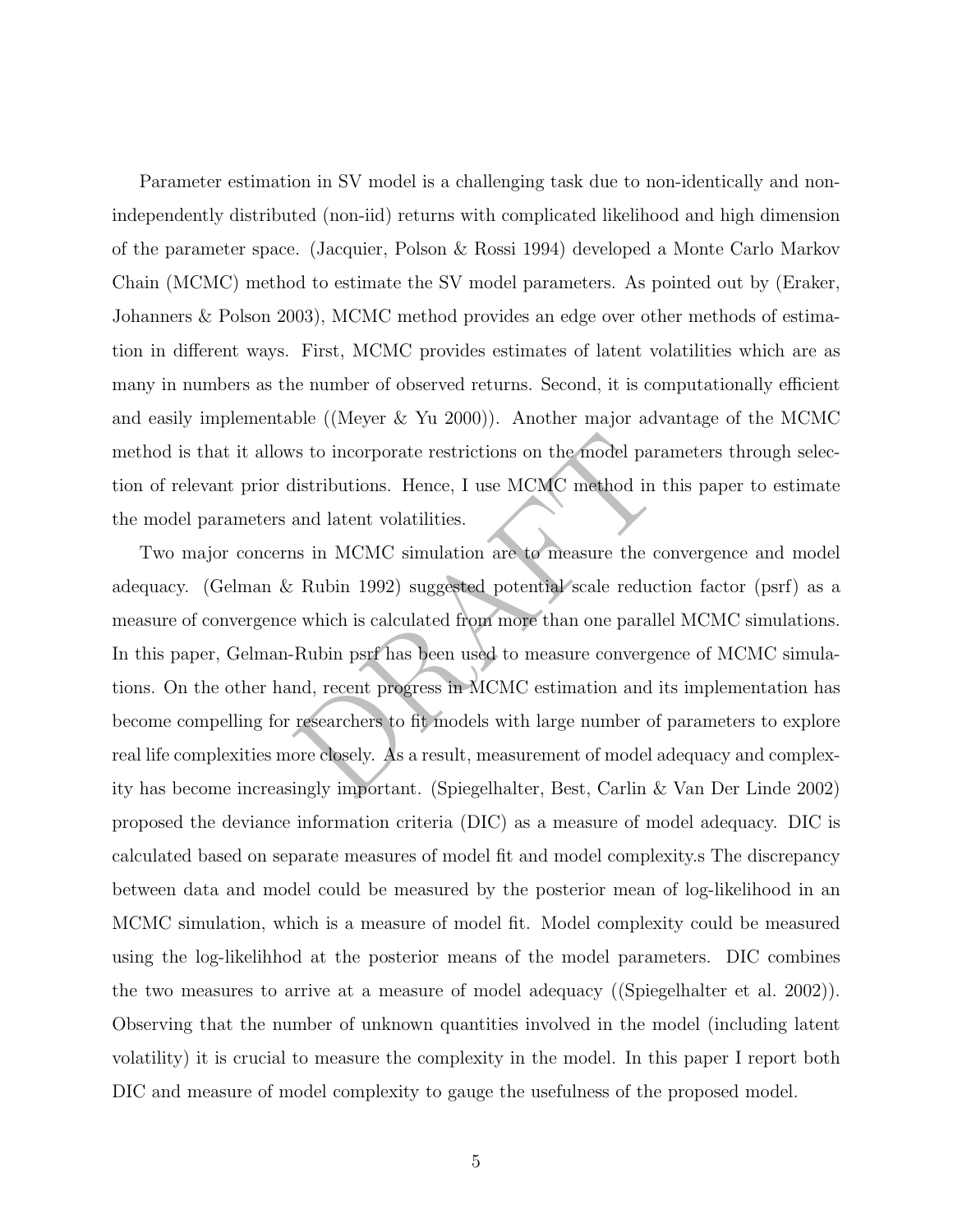Parameter estimation in SV model is a challenging task due to non-identically and non-independently distributed (non-iid) returns with complicated likelihood and high dimension of the parameter space. (Jacquier, Polson & Rossi 1994) developed a Monte Carlo Markov Chain (MCMC) method to estimate the SV model parameters. As pointed out by (Eraker, Johanners & Polson 2003), MCMC method provides an edge over other methods of estimation in different ways. First, MCMC provides estimates of latent volatilities which are as many in numbers as the number of observed returns. Second, it is computationally efficient and easily implementable ((Meyer & Yu 2000)). Another major advantage of the MCMC method is that it allows to incorporate restrictions on the model parameters through selection of relevant prior distributions. Hence, I use MCMC method in this paper to estimate the model parameters and latent volatilities.

Two major concerns in MCMC simulation are to measure the convergence and model adequacy. (Gelman & Rubin 1992) suggested potential scale reduction factor (psrf) as a measure of convergence which is calculated from more than one parallel MCMC simulations. In this paper, Gelman-Rubin psrf has been used to measure convergence of MCMC simulations. On the other hand, recent progress in MCMC estimation and its implementation has become compelling for researchers to fit models with large number of parameters to explore real life complexities more closely. As a result, measurement of model adequacy and complexity has become increasingly important. (Spiegelhalter, Best, Carlin & Van Der Linde 2002) proposed the deviance information criteria (DIC) as a measure of model adequacy. DIC is calculated based on separate measures of model fit and model complexity.s The discrepancy between data and model could be measured by the posterior mean of log-likelihood in an MCMC simulation, which is a measure of model fit. Model complexity could be measured using the log-likelihhod at the posterior means of the model parameters. DIC combines the two measures to arrive at a measure of model adequacy ((Spiegelhalter et al. 2002)). Observing that the number of unknown quantities involved in the model (including latent volatility) it is crucial to measure the complexity in the model. In this paper I report both DIC and measure of model complexity to gauge the usefulness of the proposed model.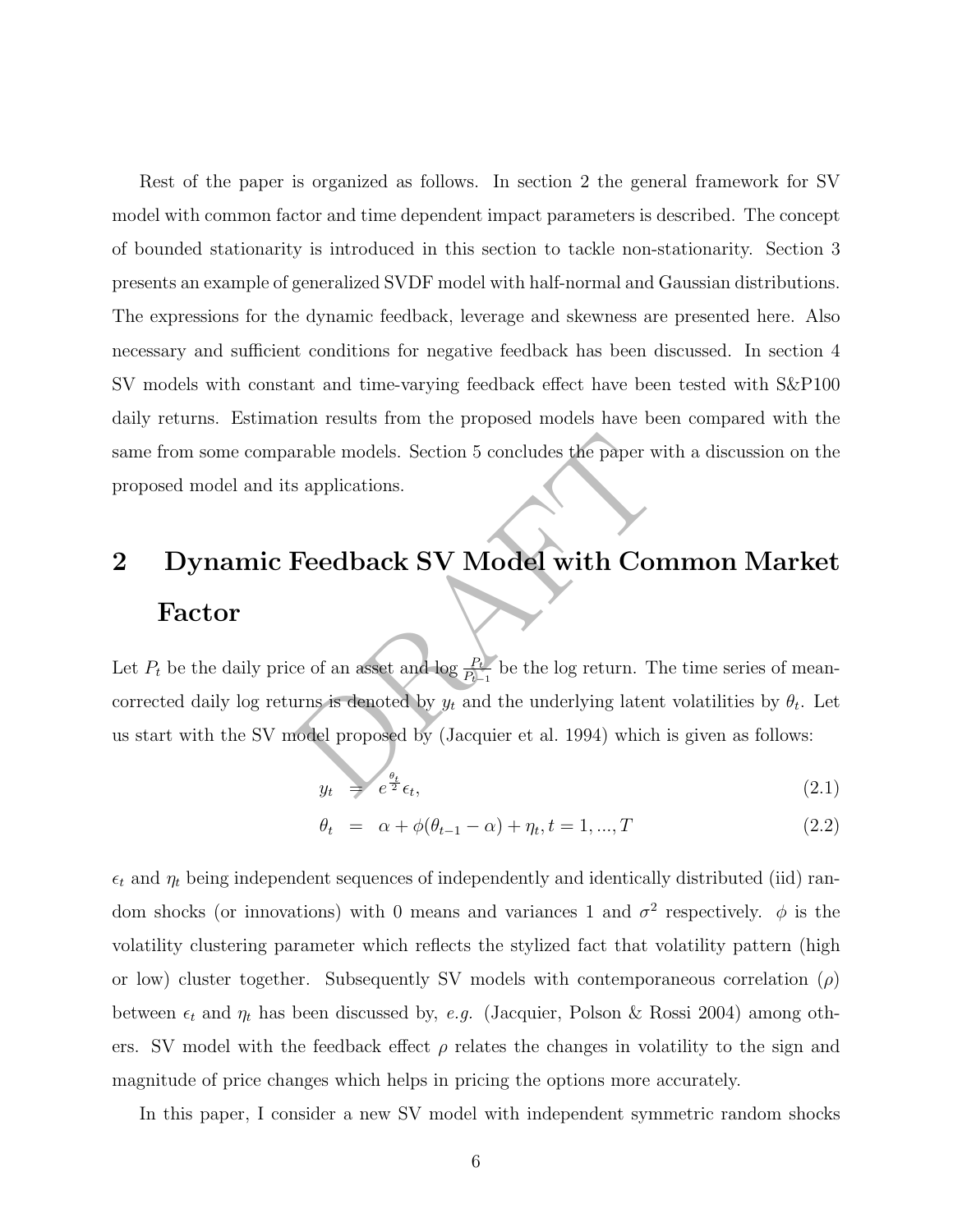Rest of the paper is organized as follows. In section 2 the general framework for SV model with common factor and time dependent impact parameters is described. The concept of bounded stationarity is introduced in this section to tackle non-stationarity. Section 3 presents an example of generalized SVDF model with half-normal and Gaussian distributions. The expressions for the dynamic feedback, leverage and skewness are presented here. Also necessary and sufficient conditions for negative feedback has been discussed. In section 4 SV models with constant and time-varying feedback effect have been tested with S&P100 daily returns. Estimation results from the proposed models have been compared with the same from some comparable models. Section 5 concludes the paper with a discussion on the proposed model and its applications.

## 2 Dynamic Feedback SV Model with Common Market Factor

Let $P_t$ be the daily price of an asset and $\log \frac{P_t}{P_{t-1}}$ be the log return. The time series of mean-corrected daily log returns is denoted by $y_t$ and the underlying latent volatilities by $\theta_t$. Let us start with the SV model proposed by (Jacquier et al. 1994) which is given as follows:

$$y_t = e^{\frac{\theta_t}{2}}\epsilon_t, \tag{2.1}$$

$$\theta_t = \alpha + \phi(\theta_{t-1} - \alpha) + \eta_t, t = 1, ..., T \tag{2.2}$$

$\epsilon_t$ and $\eta_t$ being independent sequences of independently and identically distributed (iid) random shocks (or innovations) with 0 means and variances 1 and $\sigma^2$ respectively. $\phi$ is the volatility clustering parameter which reflects the stylized fact that volatility pattern (high or low) cluster together. Subsequently SV models with contemporaneous correlation ($\rho$) between $\epsilon_t$ and $\eta_t$ has been discussed by, *e.g.* (Jacquier, Polson & Rossi 2004) among others. SV model with the feedback effect $\rho$ relates the changes in volatility to the sign and magnitude of price changes which helps in pricing the options more accurately.

In this paper, I consider a new SV model with independent symmetric random shocks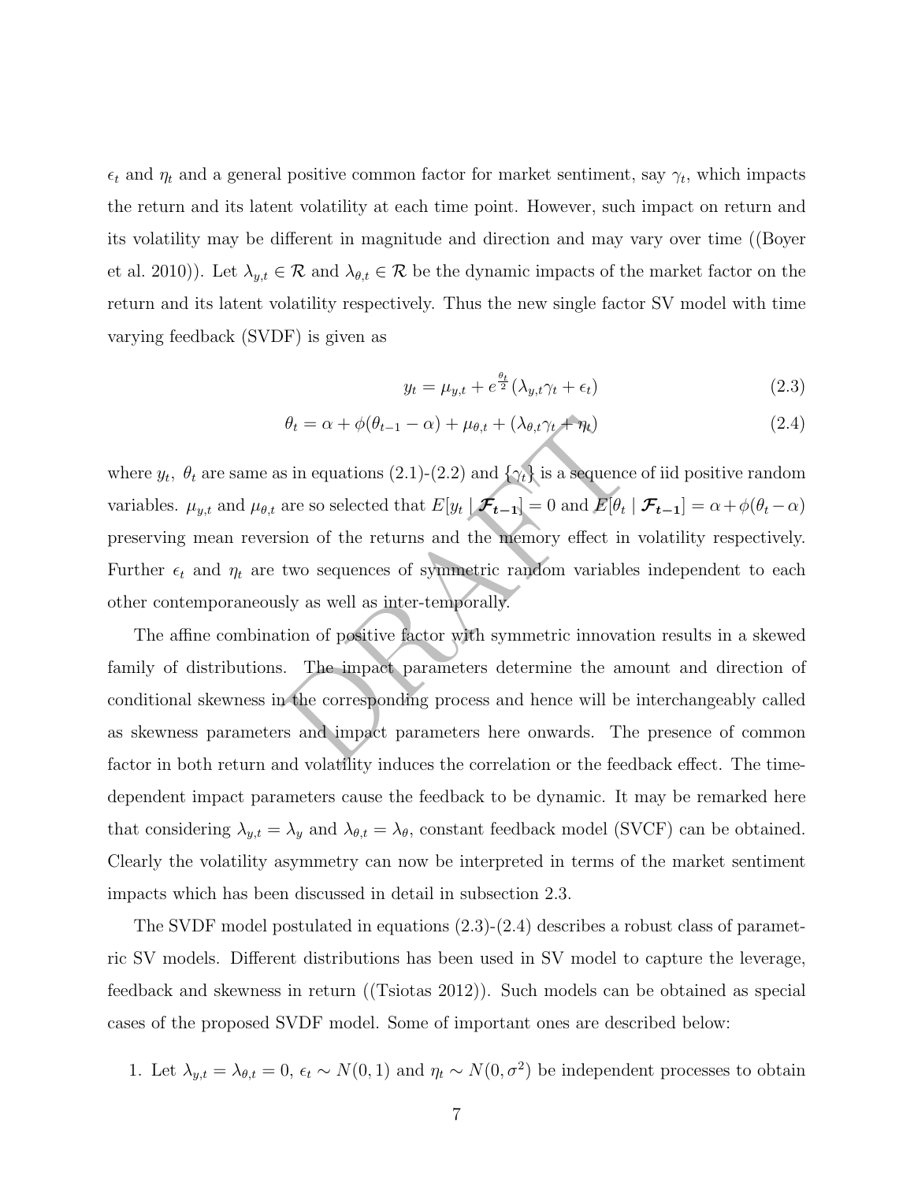$\epsilon_t$ and $\eta_t$ and a general positive common factor for market sentiment, say $\gamma_t$, which impacts the return and its latent volatility at each time point. However, such impact on return and its volatility may be different in magnitude and direction and may vary over time ((Boyer et al. 2010)). Let $\lambda_{y,t} \in \mathcal{R}$ and $\lambda_{\theta,t} \in \mathcal{R}$ be the dynamic impacts of the market factor on the return and its latent volatility respectively. Thus the new single factor SV model with time varying feedback (SVDF) is given as

$$y_t = \mu_{y,t} + e^{\frac{\theta_t}{2}}(\lambda_{y,t}\gamma_t + \epsilon_t) \tag{2.3}$$

$$\theta_t = \alpha + \phi(\theta_{t-1} - \alpha) + \mu_{\theta,t} + (\lambda_{\theta,t}\gamma_t + \eta_t) \tag{2.4}$$

where $y_t$, $\theta_t$ are same as in equations (2.1)-(2.2) and $\{\gamma_t\}$ is a sequence of iid positive random variables. $\mu_{y,t}$ and $\mu_{\theta,t}$ are so selected that $E[y_t \mid \boldsymbol{\mathcal{F}_{t-1}}] = 0$ and $E[\theta_t \mid \boldsymbol{\mathcal{F}_{t-1}}] = \alpha + \phi(\theta_t - \alpha)$ preserving mean reversion of the returns and the memory effect in volatility respectively. Further $\epsilon_t$ and $\eta_t$ are two sequences of symmetric random variables independent to each other contemporaneously as well as inter-temporally.

The affine combination of positive factor with symmetric innovation results in a skewed family of distributions. The impact parameters determine the amount and direction of conditional skewness in the corresponding process and hence will be interchangeably called as skewness parameters and impact parameters here onwards. The presence of common factor in both return and volatility induces the correlation or the feedback effect. The time-dependent impact parameters cause the feedback to be dynamic. It may be remarked here that considering $\lambda_{y,t} = \lambda_y$ and $\lambda_{\theta,t} = \lambda_\theta$, constant feedback model (SVCF) can be obtained. Clearly the volatility asymmetry can now be interpreted in terms of the market sentiment impacts which has been discussed in detail in subsection 2.3.

The SVDF model postulated in equations (2.3)-(2.4) describes a robust class of parametric SV models. Different distributions has been used in SV model to capture the leverage, feedback and skewness in return ((Tsiotas 2012)). Such models can be obtained as special cases of the proposed SVDF model. Some of important ones are described below:

1. Let $\lambda_{y,t} = \lambda_{\theta,t} = 0$, $\epsilon_t \sim N(0, 1)$ and $\eta_t \sim N(0, \sigma^2)$ be independent processes to obtain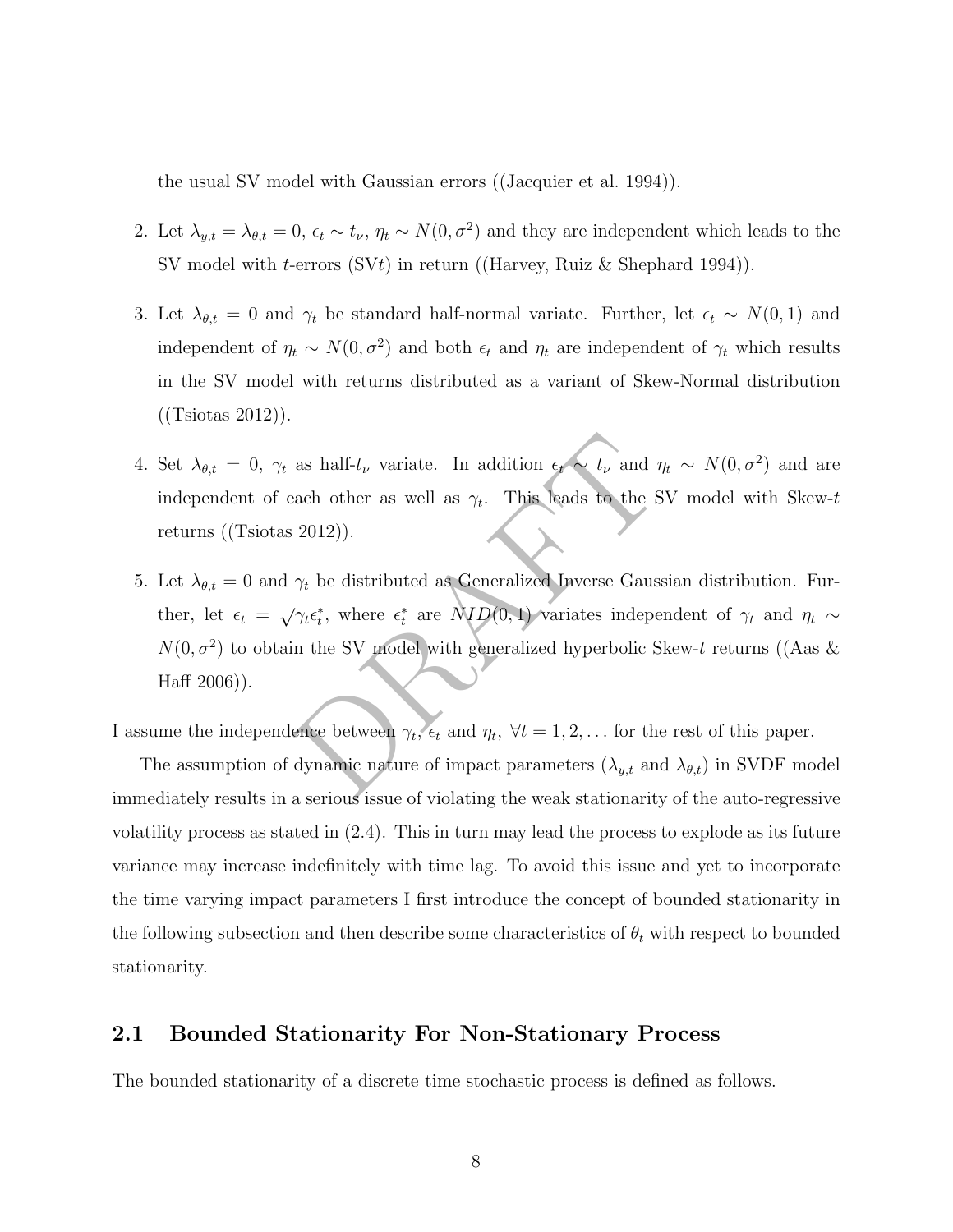the usual SV model with Gaussian errors ((Jacquier et al. 1994)).

2. Let $\lambda_{y,t} = \lambda_{\theta,t} = 0$, $\epsilon_t \sim t_\nu$, $\eta_t \sim N(0, \sigma^2)$ and they are independent which leads to the SV model with $t$-errors (SV$t$) in return ((Harvey, Ruiz & Shephard 1994)).

3. Let $\lambda_{\theta,t} = 0$ and $\gamma_t$ be standard half-normal variate. Further, let $\epsilon_t \sim N(0, 1)$ and independent of $\eta_t \sim N(0, \sigma^2)$ and both $\epsilon_t$ and $\eta_t$ are independent of $\gamma_t$ which results in the SV model with returns distributed as a variant of Skew-Normal distribution ((Tsiotas 2012)).

4. Set $\lambda_{\theta,t} = 0$, $\gamma_t$ as half-$t_\nu$ variate. In addition $\epsilon_t \sim t_\nu$ and $\eta_t \sim N(0, \sigma^2)$ and are independent of each other as well as $\gamma_t$. This leads to the SV model with Skew-$t$ returns ((Tsiotas 2012)).

5. Let $\lambda_{\theta,t} = 0$ and $\gamma_t$ be distributed as Generalized Inverse Gaussian distribution. Further, let $\epsilon_t = \sqrt{\gamma_t}\epsilon_t^*$, where $\epsilon_t^*$ are $NID(0, 1)$ variates independent of $\gamma_t$ and $\eta_t \sim N(0, \sigma^2)$ to obtain the SV model with generalized hyperbolic Skew-$t$ returns ((Aas & Haff 2006)).

I assume the independence between $\gamma_t$, $\epsilon_t$ and $\eta_t$, $\forall t = 1, 2, \dots$ for the rest of this paper.

The assumption of dynamic nature of impact parameters ($\lambda_{y,t}$ and $\lambda_{\theta,t}$) in SVDF model immediately results in a serious issue of violating the weak stationarity of the auto-regressive volatility process as stated in (2.4). This in turn may lead the process to explode as its future variance may increase indefinitely with time lag. To avoid this issue and yet to incorporate the time varying impact parameters I first introduce the concept of bounded stationarity in the following subsection and then describe some characteristics of $\theta_t$ with respect to bounded stationarity.

## 2.1 Bounded Stationarity For Non-Stationary Process

The bounded stationarity of a discrete time stochastic process is defined as follows.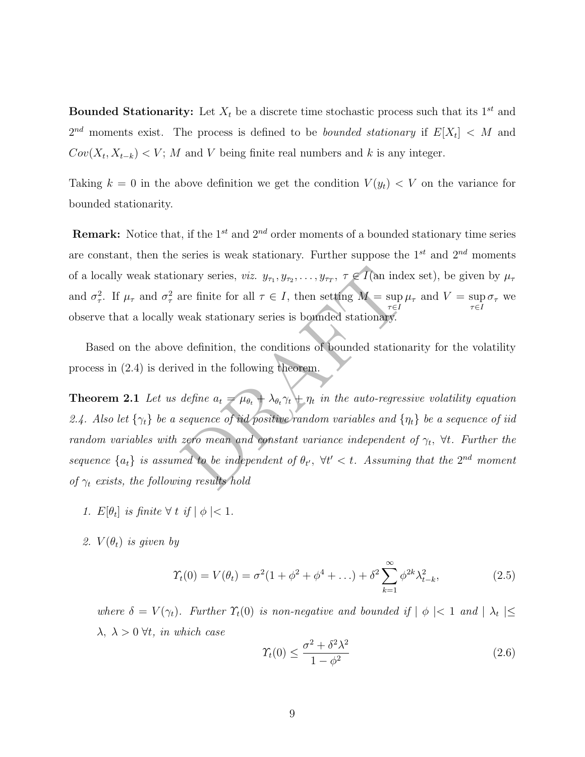**Bounded Stationarity:** Let $X_t$ be a discrete time stochastic process such that its $1^{st}$ and $2^{nd}$ moments exist. The process is defined to be *bounded stationary* if $E[X_t] < M$ and $Cov(X_t, X_{t-k}) < V$; $M$ and $V$ being finite real numbers and $k$ is any integer.

Taking $k = 0$ in the above definition we get the condition $V(y_t) < V$ on the variance for bounded stationarity.

**Remark:** Notice that, if the $1^{st}$ and $2^{nd}$ order moments of a bounded stationary time series are constant, then the series is weak stationary. Further suppose the $1^{st}$ and $2^{nd}$ moments of a locally weak stationary series, *viz.* $y_{\tau_1}, y_{\tau_2}, \ldots, y_{\tau_T}$, $\tau \in I$(an index set), be given by $\mu_\tau$ and $\sigma^2_\tau$. If $\mu_\tau$ and $\sigma^2_\tau$ are finite for all $\tau \in I$, then setting $M = \sup\limits_{\tau \in I} \mu_\tau$ and $V = \sup\limits_{\tau \in I} \sigma_\tau$ we observe that a locally weak stationary series is bounded stationary.

Based on the above definition, the conditions of bounded stationarity for the volatility process in (2.4) is derived in the following theorem.

**Theorem 2.1** *Let us define $a_t = \mu_{\theta_t} + \lambda_{\theta_t}\gamma_t + \eta_t$ in the auto-regressive volatility equation 2.4. Also let $\{\gamma_t\}$ be a sequence of iid positive random variables and $\{\eta_t\}$ be a sequence of iid random variables with zero mean and constant variance independent of $\gamma_t$, $\forall t$. Further the sequence $\{a_t\}$ is assumed to be independent of $\theta_{t'}$, $\forall t' < t$. Assuming that the $2^{nd}$ moment of $\gamma_t$ exists, the following results hold*

1. *$E[\theta_t]$ is finite $\forall$ $t$ if $|\ \phi\ | < 1$.*

2. *$V(\theta_t)$ is given by*

$$\Upsilon_t(0) = V(\theta_t) = \sigma^2(1 + \phi^2 + \phi^4 + \ldots) + \delta^2 \sum_{k=1}^{\infty} \phi^{2k} \lambda^2_{t-k}, \tag{2.5}$$

   *where $\delta = V(\gamma_t)$. Further $\Upsilon_t(0)$ is non-negative and bounded if $|\ \phi\ | < 1$ and $|\ \lambda_t\ | \leq \lambda$, $\lambda > 0\ \forall t$, in which case*

$$\Upsilon_t(0) \leq \frac{\sigma^2 + \delta^2\lambda^2}{1 - \phi^2} \tag{2.6}$$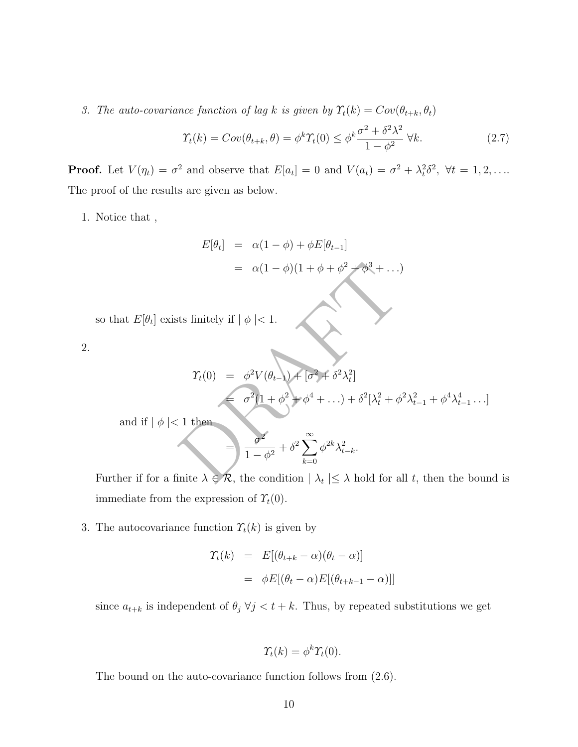*3. The auto-covariance function of lag $k$ is given by $\Upsilon_t(k) = Cov(\theta_{t+k}, \theta_t)$*

$$\Upsilon_t(k) = Cov(\theta_{t+k}, \theta) = \phi^k \Upsilon_t(0) \leq \phi^k \frac{\sigma^2 + \delta^2 \lambda^2}{1 - \phi^2} \ \forall k. \tag{2.7}$$

**Proof.** Let $V(\eta_t) = \sigma^2$ and observe that $E[a_t] = 0$ and $V(a_t) = \sigma^2 + \lambda_t^2 \delta^2, \ \forall t = 1, 2, \ldots$. The proof of the results are given as below.

1. Notice that ,

$$\begin{aligned} E[\theta_t] &= \alpha(1 - \phi) + \phi E[\theta_{t-1}] \\ &= \alpha(1 - \phi)(1 + \phi + \phi^2 + \phi^3 + \ldots) \end{aligned}$$

so that $E[\theta_t]$ exists finitely if $| \phi | < 1$.

2.

$$\begin{aligned} \Upsilon_t(0) &= \phi^2 V(\theta_{t-1}) + [\sigma^2 + \delta^2 \lambda_t^2] \\ &= \sigma^2 (1 + \phi^2 + \phi^4 + \ldots) + \delta^2 [\lambda_t^2 + \phi^2 \lambda_{t-1}^2 + \phi^4 \lambda_{t-1}^4 \ldots] \end{aligned}$$

and if $| \phi | < 1$ then

$$= \frac{\sigma^2}{1 - \phi^2} + \delta^2 \sum_{k=0}^{\infty} \phi^{2k} \lambda_{t-k}^2.$$

Further if for a finite $\lambda \in \mathcal{R}$, the condition $| \lambda_t | \leq \lambda$ hold for all $t$, then the bound is immediate from the expression of $\Upsilon_t(0)$.

3. The autocovariance function $\Upsilon_t(k)$ is given by

$$\begin{aligned} \Upsilon_t(k) &= E[(\theta_{t+k} - \alpha)(\theta_t - \alpha)] \\ &= \phi E[(\theta_t - \alpha) E[(\theta_{t+k-1} - \alpha)]] \end{aligned}$$

since $a_{t+k}$ is independent of $\theta_j \ \forall j < t + k$. Thus, by repeated substitutions we get

$$\Upsilon_t(k) = \phi^k \Upsilon_t(0).$$

The bound on the auto-covariance function follows from (2.6).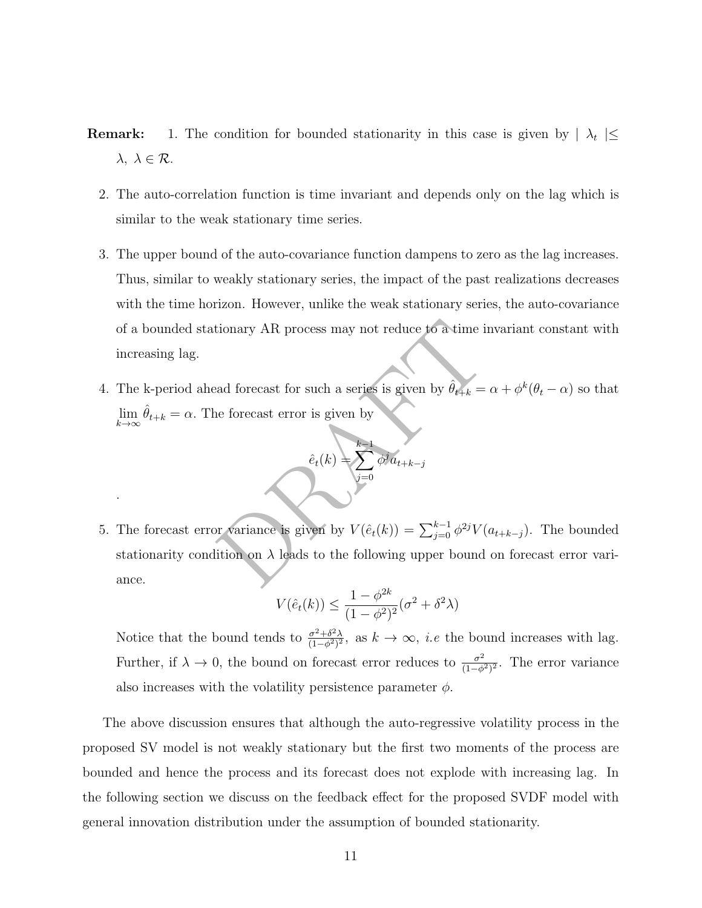**Remark:** 1. The condition for bounded stationarity in this case is given by $| \lambda_t | \leq \lambda, \ \lambda \in \mathcal{R}$.

2. The auto-correlation function is time invariant and depends only on the lag which is similar to the weak stationary time series.

3. The upper bound of the auto-covariance function dampens to zero as the lag increases. Thus, similar to weakly stationary series, the impact of the past realizations decreases with the time horizon. However, unlike the weak stationary series, the auto-covariance of a bounded stationary AR process may not reduce to a time invariant constant with increasing lag.

4. The k-period ahead forecast for such a series is given by $\hat{\theta}_{t+k} = \alpha + \phi^k(\theta_t - \alpha)$ so that $\lim\limits_{k\to\infty} \hat{\theta}_{t+k} = \alpha$. The forecast error is given by

$$\hat{e}_t(k) = \sum_{j=0}^{k-1} \phi^j a_{t+k-j}$$

.

5. The forecast error variance is given by $V(\hat{e}_t(k)) = \sum_{j=0}^{k-1} \phi^{2j} V(a_{t+k-j})$. The bounded stationarity condition on $\lambda$ leads to the following upper bound on forecast error variance.

$$V(\hat{e}_t(k)) \leq \frac{1-\phi^{2k}}{(1-\phi^2)^2}(\sigma^2 + \delta^2\lambda)$$

Notice that the bound tends to $\frac{\sigma^2+\delta^2\lambda}{(1-\phi^2)^2}$, as $k \to \infty$, *i.e* the bound increases with lag. Further, if $\lambda \to 0$, the bound on forecast error reduces to $\frac{\sigma^2}{(1-\phi^2)^2}$. The error variance also increases with the volatility persistence parameter $\phi$.

The above discussion ensures that although the auto-regressive volatility process in the proposed SV model is not weakly stationary but the first two moments of the process are bounded and hence the process and its forecast does not explode with increasing lag. In the following section we discuss on the feedback effect for the proposed SVDF model with general innovation distribution under the assumption of bounded stationarity.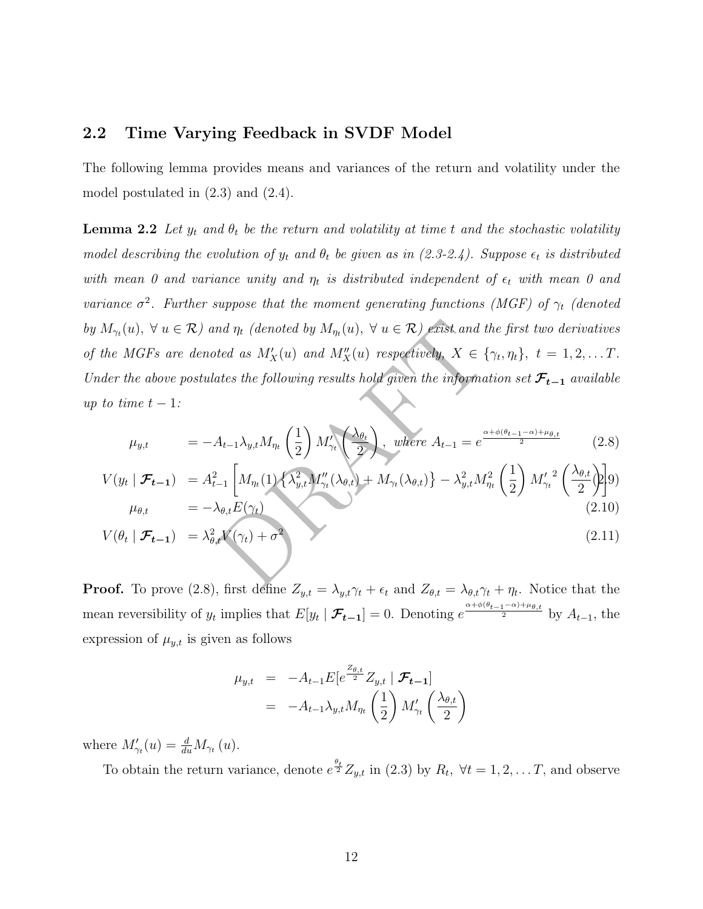## 2.2 Time Varying Feedback in SVDF Model

The following lemma provides means and variances of the return and volatility under the model postulated in (2.3) and (2.4).

**Lemma 2.2** *Let $y_t$ and $\theta_t$ be the return and volatility at time t and the stochastic volatility model describing the evolution of $y_t$ and $\theta_t$ be given as in (2.3-2.4). Suppose $\epsilon_t$ is distributed with mean 0 and variance unity and $\eta_t$ is distributed independent of $\epsilon_t$ with mean 0 and variance $\sigma^2$. Further suppose that the moment generating functions (MGF) of $\gamma_t$ (denoted by $M_{\gamma_t}(u)$, $\forall\ u \in \mathcal{R}$) and $\eta_t$ (denoted by $M_{\eta_t}(u)$, $\forall\ u \in \mathcal{R}$) exist and the first two derivatives of the MGFs are denoted as $M'_X(u)$ and $M''_X(u)$ respectively, $X \in \{\gamma_t, \eta_t\}$, $t = 1, 2, \ldots T$. Under the above postulates the following results hold given the information set $\boldsymbol{\mathcal{F}_{t-1}}$ available up to time $t-1$:*

$$\mu_{y,t} = -A_{t-1}\lambda_{y,t}M_{\eta_t}\left(\frac{1}{2}\right)M'_{\gamma_t}\left(\frac{\lambda_{\theta_t}}{2}\right), \text{ where } A_{t-1} = e^{\frac{\alpha+\phi(\theta_{t-1}-\alpha)+\mu_{\theta,t}}{2}} \tag{2.8}$$

$$V(y_t \mid \boldsymbol{\mathcal{F}_{t-1}}) = A_{t-1}^2\left[M_{\eta_t}(1)\left\{\lambda_{y,t}^2 M''_{\gamma_t}(\lambda_{\theta,t}) + M_{\gamma_t}(\lambda_{\theta,t})\right\} - \lambda_{y,t}^2 M_{\eta_t}^2\left(\frac{1}{2}\right)M'^{\,2}_{\gamma_t}\left(\frac{\lambda_{\theta,t}}{2}\right)\right] \tag{2.9}$$

$$\mu_{\theta,t} = -\lambda_{\theta,t}E(\gamma_t) \tag{2.10}$$

$$V(\theta_t \mid \boldsymbol{\mathcal{F}_{t-1}}) = \lambda_{\theta,t}^2 V(\gamma_t) + \sigma^2 \tag{2.11}$$

**Proof.** To prove (2.8), first define $Z_{y,t} = \lambda_{y,t}\gamma_t + \epsilon_t$ and $Z_{\theta,t} = \lambda_{\theta,t}\gamma_t + \eta_t$. Notice that the mean reversibility of $y_t$ implies that $E[y_t \mid \boldsymbol{\mathcal{F}_{t-1}}] = 0$. Denoting $e^{\frac{\alpha+\phi(\theta_{t-1}-\alpha)+\mu_{\theta,t}}{2}}$ by $A_{t-1}$, the expression of $\mu_{y,t}$ is given as follows

$$\begin{aligned}
\mu_{y,t} &= -A_{t-1}E[e^{\frac{Z_{\theta,t}}{2}}Z_{y,t} \mid \boldsymbol{\mathcal{F}_{t-1}}] \\
&= -A_{t-1}\lambda_{y,t}M_{\eta_t}\left(\frac{1}{2}\right)M'_{\gamma_t}\left(\frac{\lambda_{\theta,t}}{2}\right)
\end{aligned}$$

where $M'_{\gamma_t}(u) = \frac{d}{du}M_{\gamma_t}(u)$.

To obtain the return variance, denote $e^{\frac{\theta_t}{2}}Z_{y,t}$ in (2.3) by $R_t$, $\forall t = 1, 2, \ldots T$, and observe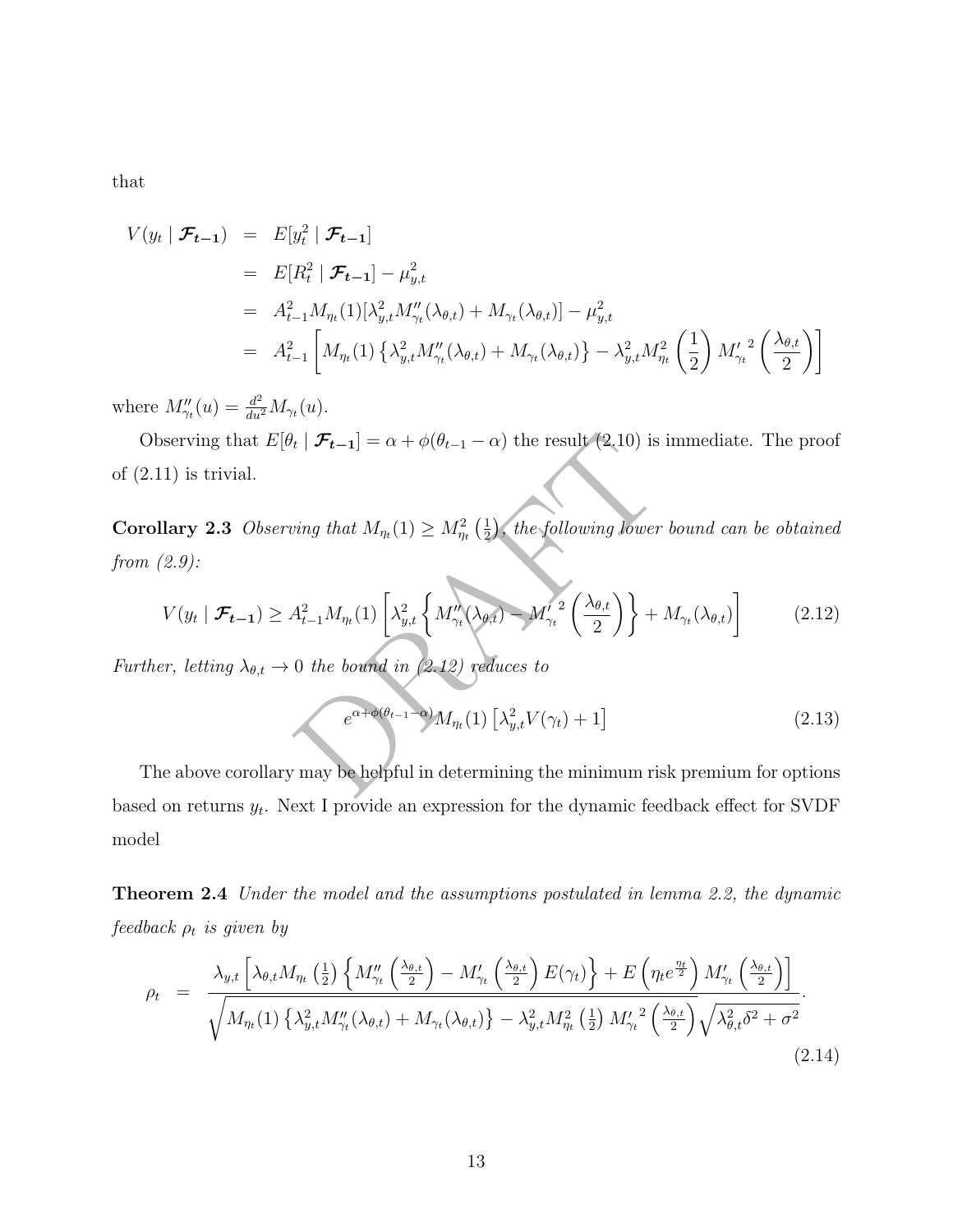that

$$
\begin{aligned}
V(y_t \mid \boldsymbol{\mathcal{F}_{t-1}}) &= E[y_t^2 \mid \boldsymbol{\mathcal{F}_{t-1}}] \\
&= E[R_t^2 \mid \boldsymbol{\mathcal{F}_{t-1}}] - \mu_{y,t}^2 \\
&= A_{t-1}^2 M_{\eta_t}(1)[\lambda_{y,t}^2 M''_{\gamma_t}(\lambda_{\theta,t}) + M_{\gamma_t}(\lambda_{\theta,t})] - \mu_{y,t}^2 \\
&= A_{t-1}^2 \left[ M_{\eta_t}(1) \left\{ \lambda_{y,t}^2 M''_{\gamma_t}(\lambda_{\theta,t}) + M_{\gamma_t}(\lambda_{\theta,t}) \right\} - \lambda_{y,t}^2 M_{\eta_t}^2 \left(\frac{1}{2}\right) M'^{\,2}_{\gamma_t}\left(\frac{\lambda_{\theta,t}}{2}\right) \right]
\end{aligned}
$$

where $M''_{\gamma_t}(u) = \frac{d^2}{du^2} M_{\gamma_t}(u)$.

Observing that $E[\theta_t \mid \boldsymbol{\mathcal{F}_{t-1}}] = \alpha + \phi(\theta_{t-1} - \alpha)$ the result (2.10) is immediate. The proof of (2.11) is trivial.

**Corollary 2.3** *Observing that $M_{\eta_t}(1) \geq M_{\eta_t}^2\left(\frac{1}{2}\right)$, the following lower bound can be obtained from (2.9):*

$$
V(y_t \mid \boldsymbol{\mathcal{F}_{t-1}}) \geq A_{t-1}^2 M_{\eta_t}(1) \left[ \lambda_{y,t}^2 \left\{ M''_{\gamma_t}(\lambda_{\theta,t}) - M'^{\,2}_{\gamma_t}\left(\frac{\lambda_{\theta,t}}{2}\right) \right\} + M_{\gamma_t}(\lambda_{\theta,t}) \right] \tag{2.12}
$$

*Further, letting $\lambda_{\theta,t} \to 0$ the bound in (2.12) reduces to*

$$
e^{\alpha+\phi(\theta_{t-1}-\alpha)} M_{\eta_t}(1) \left[ \lambda_{y,t}^2 V(\gamma_t) + 1 \right] \tag{2.13}
$$

The above corollary may be helpful in determining the minimum risk premium for options based on returns $y_t$. Next I provide an expression for the dynamic feedback effect for SVDF model

**Theorem 2.4** *Under the model and the assumptions postulated in lemma 2.2, the dynamic feedback $\rho_t$ is given by*

$$
\rho_t = \frac{\lambda_{y,t} \left[ \lambda_{\theta,t} M_{\eta_t}\left(\frac{1}{2}\right) \left\{ M''_{\gamma_t}\left(\frac{\lambda_{\theta,t}}{2}\right) - M'_{\gamma_t}\left(\frac{\lambda_{\theta,t}}{2}\right) E(\gamma_t) \right\} + E\left(\eta_t e^{\frac{\eta_t}{2}}\right) M'_{\gamma_t}\left(\frac{\lambda_{\theta,t}}{2}\right) \right]}{\sqrt{M_{\eta_t}(1) \left\{ \lambda_{y,t}^2 M''_{\gamma_t}(\lambda_{\theta,t}) + M_{\gamma_t}(\lambda_{\theta,t}) \right\} - \lambda_{y,t}^2 M_{\eta_t}^2\left(\frac{1}{2}\right) M'^{\,2}_{\gamma_t}\left(\frac{\lambda_{\theta,t}}{2}\right)} \sqrt{\lambda_{\theta,t}^2 \delta^2 + \sigma^2}}. \tag{2.14}
$$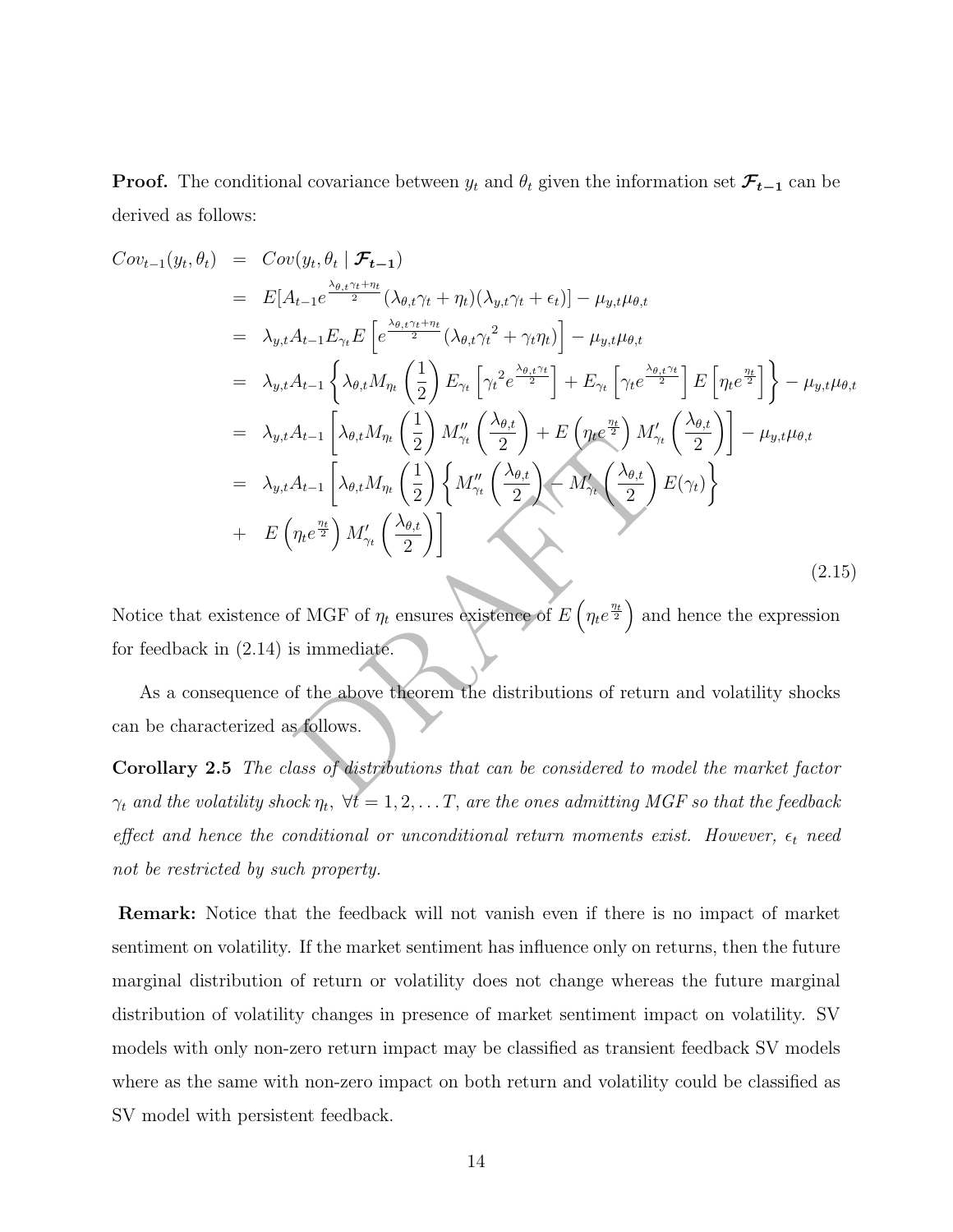**Proof.** The conditional covariance between $y_t$ and $\theta_t$ given the information set $\boldsymbol{\mathcal{F}_{t-1}}$ can be derived as follows:

$$
\begin{aligned}
Cov_{t-1}(y_t, \theta_t) &= Cov(y_t, \theta_t \mid \boldsymbol{\mathcal{F}_{t-1}}) \\
&= E[A_{t-1} e^{\frac{\lambda_{\theta,t}\gamma_t + \eta_t}{2}} (\lambda_{\theta,t}\gamma_t + \eta_t)(\lambda_{y,t}\gamma_t + \epsilon_t)] - \mu_{y,t}\mu_{\theta,t} \\
&= \lambda_{y,t} A_{t-1} E_{\gamma_t} E\left[ e^{\frac{\lambda_{\theta,t}\gamma_t + \eta_t}{2}} (\lambda_{\theta,t}{\gamma_t}^2 + \gamma_t \eta_t) \right] - \mu_{y,t}\mu_{\theta,t} \\
&= \lambda_{y,t} A_{t-1} \left\{ \lambda_{\theta,t} M_{\eta_t}\left(\frac{1}{2}\right) E_{\gamma_t}\left[ {\gamma_t}^2 e^{\frac{\lambda_{\theta,t}\gamma_t}{2}} \right] + E_{\gamma_t}\left[ \gamma_t e^{\frac{\lambda_{\theta,t}\gamma_t}{2}} \right] E\left[ \eta_t e^{\frac{\eta_t}{2}} \right] \right\} - \mu_{y,t}\mu_{\theta,t} \\
&= \lambda_{y,t} A_{t-1} \left[ \lambda_{\theta,t} M_{\eta_t}\left(\frac{1}{2}\right) M''_{\gamma_t}\left(\frac{\lambda_{\theta,t}}{2}\right) + E\left(\eta_t e^{\frac{\eta_t}{2}}\right) M'_{\gamma_t}\left(\frac{\lambda_{\theta,t}}{2}\right) \right] - \mu_{y,t}\mu_{\theta,t} \\
&= \lambda_{y,t} A_{t-1} \left[ \lambda_{\theta,t} M_{\eta_t}\left(\frac{1}{2}\right) \left\{ M''_{\gamma_t}\left(\frac{\lambda_{\theta,t}}{2}\right) - M'_{\gamma_t}\left(\frac{\lambda_{\theta,t}}{2}\right) E(\gamma_t) \right\} \right. \\
&+ \left. E\left(\eta_t e^{\frac{\eta_t}{2}}\right) M'_{\gamma_t}\left(\frac{\lambda_{\theta,t}}{2}\right) \right]
\end{aligned}
\tag{2.15}
$$

Notice that existence of MGF of $\eta_t$ ensures existence of $E\left(\eta_t e^{\frac{\eta_t}{2}}\right)$ and hence the expression for feedback in (2.14) is immediate.

As a consequence of the above theorem the distributions of return and volatility shocks can be characterized as follows.

**Corollary 2.5** *The class of distributions that can be considered to model the market factor $\gamma_t$ and the volatility shock $\eta_t$, $\forall t = 1, 2, \ldots T$, are the ones admitting MGF so that the feedback effect and hence the conditional or unconditional return moments exist. However, $\epsilon_t$ need not be restricted by such property.*

**Remark:** Notice that the feedback will not vanish even if there is no impact of market sentiment on volatility. If the market sentiment has influence only on returns, then the future marginal distribution of return or volatility does not change whereas the future marginal distribution of volatility changes in presence of market sentiment impact on volatility. SV models with only non-zero return impact may be classified as transient feedback SV models where as the same with non-zero impact on both return and volatility could be classified as SV model with persistent feedback.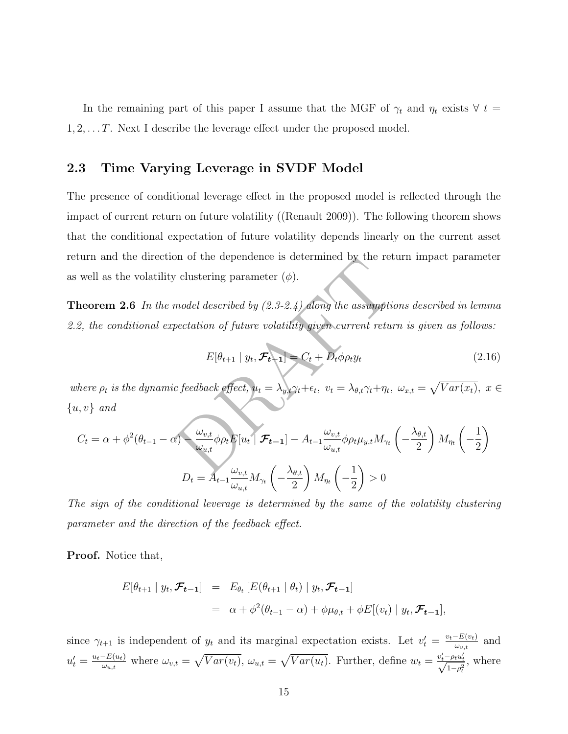In the remaining part of this paper I assume that the MGF of $\gamma_t$ and $\eta_t$ exists $\forall\ t = 1, 2, \ldots T$. Next I describe the leverage effect under the proposed model.

## 2.3 Time Varying Leverage in SVDF Model

The presence of conditional leverage effect in the proposed model is reflected through the impact of current return on future volatility ((Renault 2009)). The following theorem shows that the conditional expectation of future volatility depends linearly on the current asset return and the direction of the dependence is determined by the return impact parameter as well as the volatility clustering parameter ($\phi$).

**Theorem 2.6** *In the model described by (2.3-2.4) along the assumptions described in lemma 2.2, the conditional expectation of future volatility given current return is given as follows:*

$$E[\theta_{t+1} \mid y_t, \boldsymbol{\mathcal{F}_{t-1}}] = C_t + D_t \phi \rho_t y_t \tag{2.16}$$

*where $\rho_t$ is the dynamic feedback effect, $u_t = \lambda_{y,t}\gamma_t + \epsilon_t,\ v_t = \lambda_{\theta,t}\gamma_t + \eta_t,\ \omega_{x,t} = \sqrt{Var(x_t)},\ x \in \{u, v\}$ and*

$$C_t = \alpha + \phi^2(\theta_{t-1} - \alpha) - \frac{\omega_{v,t}}{\omega_{u,t}} \phi \rho_t E[u_t \mid \boldsymbol{\mathcal{F}_{t-1}}] - A_{t-1} \frac{\omega_{v,t}}{\omega_{u,t}} \phi \rho_t \mu_{y,t} M_{\gamma_t}\left(-\frac{\lambda_{\theta,t}}{2}\right) M_{\eta_t}\left(-\frac{1}{2}\right)$$

$$D_t = A_{t-1} \frac{\omega_{v,t}}{\omega_{u,t}} M_{\gamma_t}\left(-\frac{\lambda_{\theta,t}}{2}\right) M_{\eta_t}\left(-\frac{1}{2}\right) > 0$$

*The sign of the conditional leverage is determined by the same of the volatility clustering parameter and the direction of the feedback effect.*

**Proof.** Notice that,

$$\begin{aligned} E[\theta_{t+1} \mid y_t, \boldsymbol{\mathcal{F}_{t-1}}] &= E_{\theta_t}\left[E(\theta_{t+1} \mid \theta_t) \mid y_t, \boldsymbol{\mathcal{F}_{t-1}}\right] \\ &= \alpha + \phi^2(\theta_{t-1} - \alpha) + \phi \mu_{\theta,t} + \phi E[(v_t) \mid y_t, \boldsymbol{\mathcal{F}_{t-1}}], \end{aligned}$$

since $\gamma_{t+1}$ is independent of $y_t$ and its marginal expectation exists. Let $v'_t = \frac{v_t - E(v_t)}{\omega_{v,t}}$ and $u'_t = \frac{u_t - E(u_t)}{\omega_{u,t}}$ where $\omega_{v,t} = \sqrt{Var(v_t)}$, $\omega_{u,t} = \sqrt{Var(u_t)}$. Further, define $w_t = \frac{v'_t - \rho_t u'_t}{\sqrt{1-\rho_t^2}}$, where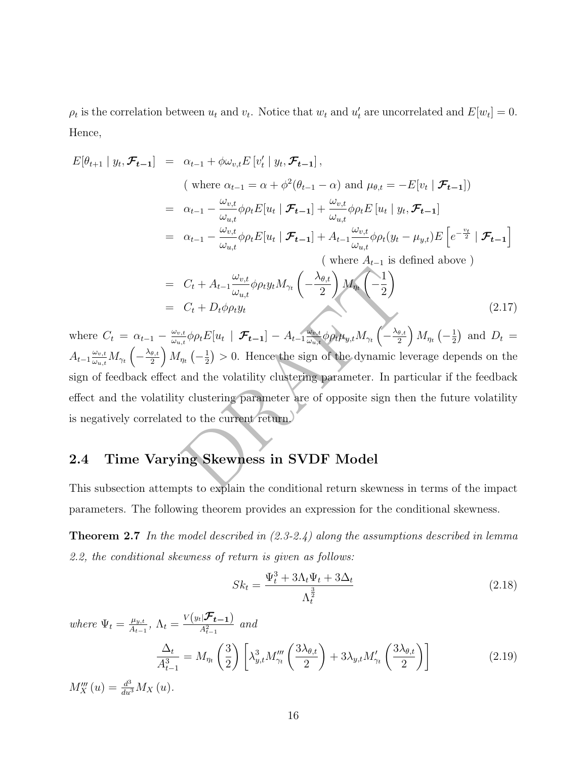$\rho_t$ is the correlation between $u_t$ and $v_t$. Notice that $w_t$ and $u'_t$ are uncorrelated and $E[w_t] = 0$. Hence,

$$
\begin{aligned}
E[\theta_{t+1} \mid y_t, \boldsymbol{\mathcal{F}_{t-1}}] &= \alpha_{t-1} + \phi\omega_{v,t} E\left[v'_t \mid y_t, \boldsymbol{\mathcal{F}_{t-1}}\right], \\
&\qquad (\text{ where } \alpha_{t-1} = \alpha + \phi^2(\theta_{t-1} - \alpha) \text{ and } \mu_{\theta,t} = -E[v_t \mid \boldsymbol{\mathcal{F}_{t-1}}]) \\
&= \alpha_{t-1} - \frac{\omega_{v,t}}{\omega_{u,t}}\phi\rho_t E[u_t \mid \boldsymbol{\mathcal{F}_{t-1}}] + \frac{\omega_{v,t}}{\omega_{u,t}}\phi\rho_t E\left[u_t \mid y_t, \boldsymbol{\mathcal{F}_{t-1}}\right] \\
&= \alpha_{t-1} - \frac{\omega_{v,t}}{\omega_{u,t}}\phi\rho_t E[u_t \mid \boldsymbol{\mathcal{F}_{t-1}}] + A_{t-1}\frac{\omega_{v,t}}{\omega_{u,t}}\phi\rho_t (y_t - \mu_{y,t}) E\left[e^{-\frac{v_t}{2}} \mid \boldsymbol{\mathcal{F}_{t-1}}\right] \\
&\qquad\qquad\qquad\qquad (\text{ where } A_{t-1} \text{ is defined above }) \\
&= C_t + A_{t-1}\frac{\omega_{v,t}}{\omega_{u,t}}\phi\rho_t y_t M_{\gamma_t}\left(-\frac{\lambda_{\theta,t}}{2}\right) M_{\eta_t}\left(-\frac{1}{2}\right) \\
&= C_t + D_t\phi\rho_t y_t
\end{aligned}
\tag{2.17}
$$

where $C_t = \alpha_{t-1} - \frac{\omega_{v,t}}{\omega_{u,t}}\phi\rho_t E[u_t \mid \boldsymbol{\mathcal{F}_{t-1}}] - A_{t-1}\frac{\omega_{v,t}}{\omega_{u,t}}\phi\rho_t\mu_{y,t} M_{\gamma_t}\left(-\frac{\lambda_{\theta,t}}{2}\right) M_{\eta_t}\left(-\frac{1}{2}\right)$ and $D_t = A_{t-1}\frac{\omega_{v,t}}{\omega_{u,t}} M_{\gamma_t}\left(-\frac{\lambda_{\theta,t}}{2}\right) M_{\eta_t}\left(-\frac{1}{2}\right) > 0$. Hence the sign of the dynamic leverage depends on the sign of feedback effect and the volatility clustering parameter. In particular if the feedback effect and the volatility clustering parameter are of opposite sign then the future volatility is negatively correlated to the current return.

## 2.4 Time Varying Skewness in SVDF Model

This subsection attempts to explain the conditional return skewness in terms of the impact parameters. The following theorem provides an expression for the conditional skewness.

**Theorem 2.7** *In the model described in (2.3-2.4) along the assumptions described in lemma 2.2, the conditional skewness of return is given as follows:*

$$
Sk_t = \frac{\Psi_t^3 + 3\Lambda_t\Psi_t + 3\Delta_t}{\Lambda_t^{\frac{3}{2}}}
\tag{2.18}
$$

*where* $\Psi_t = \frac{\mu_{y,t}}{A_{t-1}}$, $\Lambda_t = \frac{V\left(y_t \mid \boldsymbol{\mathcal{F}_{t-1}}\right)}{A_{t-1}^2}$ *and*

$$
\frac{\Delta_t}{A_{t-1}^3} = M_{\eta_t}\left(\frac{3}{2}\right)\left[\lambda_{y,t}^3 M'''_{\gamma_t}\left(\frac{3\lambda_{\theta,t}}{2}\right) + 3\lambda_{y,t} M'_{\gamma_t}\left(\frac{3\lambda_{\theta,t}}{2}\right)\right]
\tag{2.19}
$$

$M'''_X(u) = \frac{d^3}{du^3} M_X(u)$.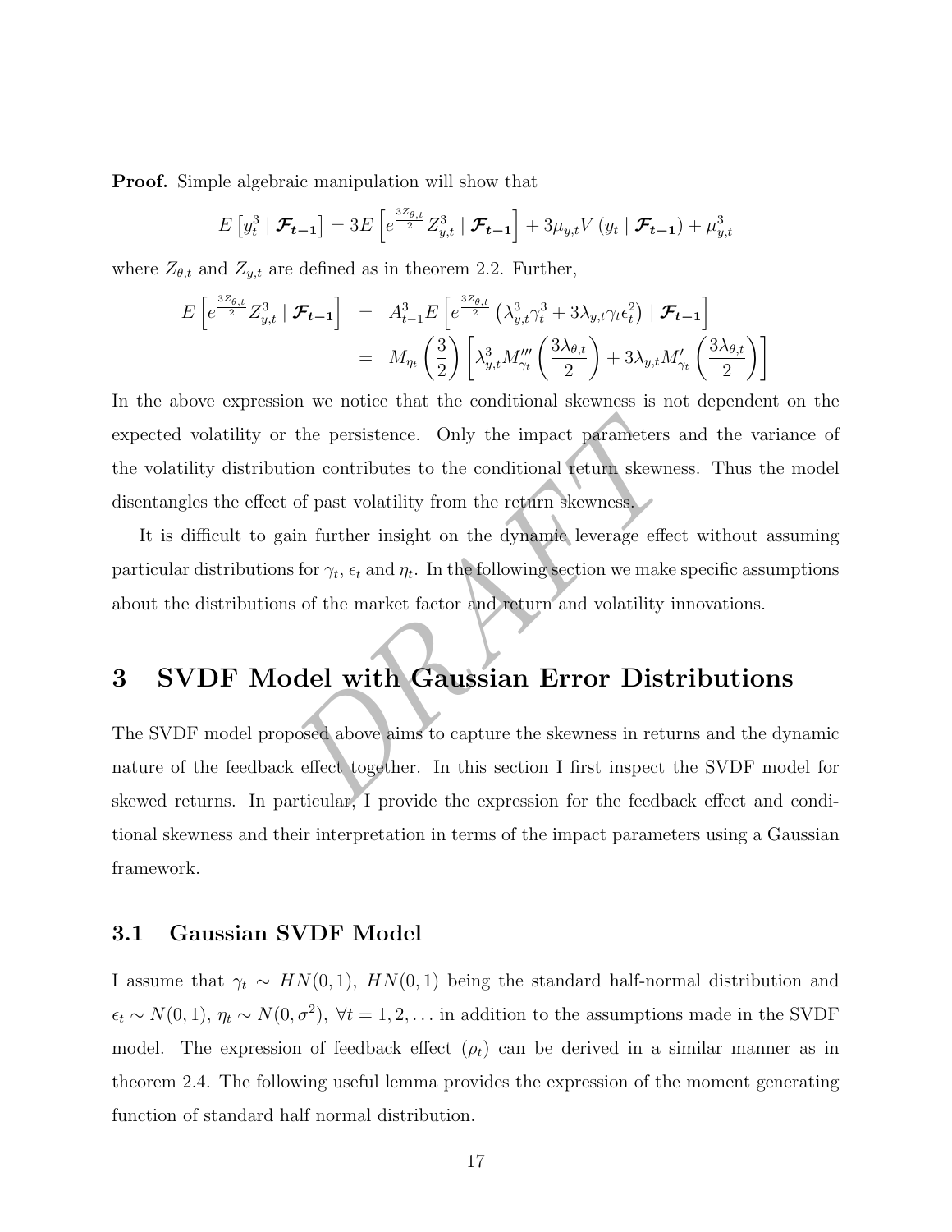**Proof.** Simple algebraic manipulation will show that

$$E\left[y_t^3 \mid \boldsymbol{\mathcal{F}_{t-1}}\right] = 3E\left[e^{\frac{3Z_{\theta,t}}{2}} Z_{y,t}^3 \mid \boldsymbol{\mathcal{F}_{t-1}}\right] + 3\mu_{y,t} V\left(y_t \mid \boldsymbol{\mathcal{F}_{t-1}}\right) + \mu_{y,t}^3$$

where $Z_{\theta,t}$ and $Z_{y,t}$ are defined as in theorem 2.2. Further,

$$\begin{aligned} E\left[e^{\frac{3Z_{\theta,t}}{2}} Z_{y,t}^3 \mid \boldsymbol{\mathcal{F}_{t-1}}\right] &= A_{t-1}^3 E\left[e^{\frac{3Z_{\theta,t}}{2}}\left(\lambda_{y,t}^3 \gamma_t^3 + 3\lambda_{y,t}\gamma_t \epsilon_t^2\right) \mid \boldsymbol{\mathcal{F}_{t-1}}\right] \\ &= M_{\eta_t}\left(\frac{3}{2}\right)\left[\lambda_{y,t}^3 M_{\gamma_t}'''\left(\frac{3\lambda_{\theta,t}}{2}\right) + 3\lambda_{y,t} M_{\gamma_t}'\left(\frac{3\lambda_{\theta,t}}{2}\right)\right] \end{aligned}$$

In the above expression we notice that the conditional skewness is not dependent on the expected volatility or the persistence. Only the impact parameters and the variance of the volatility distribution contributes to the conditional return skewness. Thus the model disentangles the effect of past volatility from the return skewness.

It is difficult to gain further insight on the dynamic leverage effect without assuming particular distributions for $\gamma_t$, $\epsilon_t$ and $\eta_t$. In the following section we make specific assumptions about the distributions of the market factor and return and volatility innovations.

# 3 SVDF Model with Gaussian Error Distributions

The SVDF model proposed above aims to capture the skewness in returns and the dynamic nature of the feedback effect together. In this section I first inspect the SVDF model for skewed returns. In particular, I provide the expression for the feedback effect and conditional skewness and their interpretation in terms of the impact parameters using a Gaussian framework.

## 3.1 Gaussian SVDF Model

I assume that $\gamma_t \sim HN(0,1)$, $HN(0,1)$ being the standard half-normal distribution and $\epsilon_t \sim N(0,1)$, $\eta_t \sim N(0,\sigma^2)$, $\forall t = 1, 2, \ldots$ in addition to the assumptions made in the SVDF model. The expression of feedback effect ($\rho_t$) can be derived in a similar manner as in theorem 2.4. The following useful lemma provides the expression of the moment generating function of standard half normal distribution.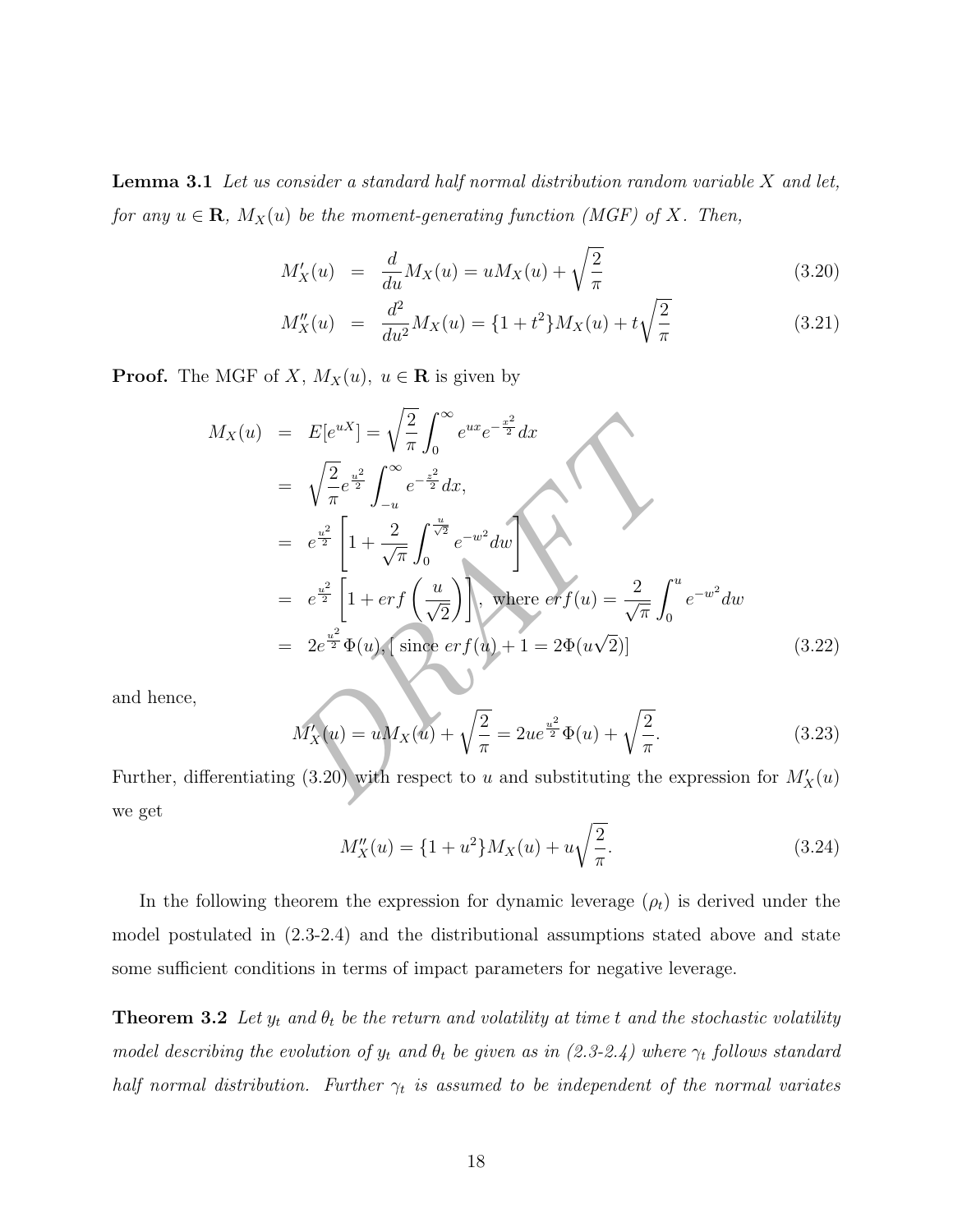**Lemma 3.1** *Let us consider a standard half normal distribution random variable $X$ and let, for any $u \in \mathbf{R}$, $M_X(u)$ be the moment-generating function (MGF) of $X$. Then,*

$$M'_X(u) = \frac{d}{du}M_X(u) = uM_X(u) + \sqrt{\frac{2}{\pi}} \tag{3.20}$$

$$M''_X(u) = \frac{d^2}{du^2}M_X(u) = \{1+t^2\}M_X(u) + t\sqrt{\frac{2}{\pi}} \tag{3.21}$$

**Proof.** The MGF of $X$, $M_X(u)$, $u \in \mathbf{R}$ is given by

$$\begin{aligned}
M_X(u) &= E[e^{uX}] = \sqrt{\frac{2}{\pi}}\int_0^\infty e^{ux}e^{-\frac{x^2}{2}}dx \\
&= \sqrt{\frac{2}{\pi}}e^{\frac{u^2}{2}}\int_{-u}^\infty e^{-\frac{z^2}{2}}dx, \\
&= e^{\frac{u^2}{2}}\left[1 + \frac{2}{\sqrt{\pi}}\int_0^{\frac{u}{\sqrt{2}}} e^{-w^2}dw\right] \\
&= e^{\frac{u^2}{2}}\left[1 + erf\left(\frac{u}{\sqrt{2}}\right)\right], \text{ where } erf(u) = \frac{2}{\sqrt{\pi}}\int_0^u e^{-w^2}dw \\
&= 2e^{\frac{u^2}{2}}\Phi(u), [\text{ since } erf(u) + 1 = 2\Phi(u\sqrt{2})]
\end{aligned} \tag{3.22}$$

and hence,

$$M'_X(u) = uM_X(u) + \sqrt{\frac{2}{\pi}} = 2ue^{\frac{u^2}{2}}\Phi(u) + \sqrt{\frac{2}{\pi}}. \tag{3.23}$$

Further, differentiating (3.20) with respect to $u$ and substituting the expression for $M'_X(u)$ we get

$$M''_X(u) = \{1+u^2\}M_X(u) + u\sqrt{\frac{2}{\pi}}. \tag{3.24}$$

In the following theorem the expression for dynamic leverage ($\rho_t$) is derived under the model postulated in (2.3-2.4) and the distributional assumptions stated above and state some sufficient conditions in terms of impact parameters for negative leverage.

**Theorem 3.2** *Let $y_t$ and $\theta_t$ be the return and volatility at time $t$ and the stochastic volatility model describing the evolution of $y_t$ and $\theta_t$ be given as in (2.3-2.4) where $\gamma_t$ follows standard half normal distribution. Further $\gamma_t$ is assumed to be independent of the normal variates*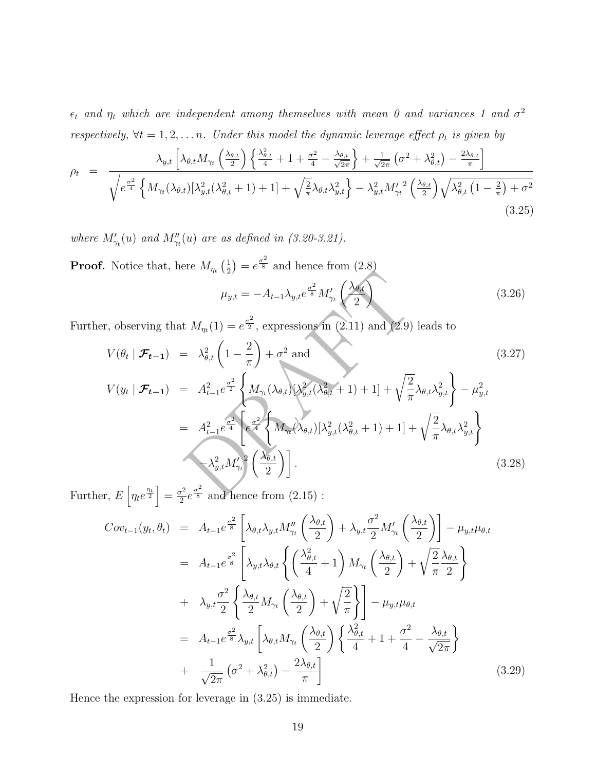$\epsilon_t$ *and* $\eta_t$ *which are independent among themselves with mean 0 and variances 1 and* $\sigma^2$ *respectively,* $\forall t = 1, 2, \ldots n$*. Under this model the dynamic leverage effect* $\rho_t$ *is given by*

$$\rho_t = \frac{\lambda_{y,t}\left[\lambda_{\theta,t} M_{\gamma_t}\left(\frac{\lambda_{\theta,t}}{2}\right)\left\{\frac{\lambda_{\theta,t}^2}{4} + 1 + \frac{\sigma^2}{4} - \frac{\lambda_{\theta,t}}{\sqrt{2\pi}}\right\} + \frac{1}{\sqrt{2\pi}}\left(\sigma^2 + \lambda_{\theta,t}^2\right) - \frac{2\lambda_{\theta,t}}{\pi}\right]}{\sqrt{e^{\frac{\sigma^2}{4}}\left\{M_{\gamma_t}(\lambda_{\theta,t})[\lambda_{y,t}^2(\lambda_{\theta,t}^2+1)+1] + \sqrt{\frac{2}{\pi}}\lambda_{\theta,t}\lambda_{y,t}^2\right\} - \lambda_{y,t}^2 {M'_{\gamma_t}}^2\left(\frac{\lambda_{\theta,t}}{2}\right)}\sqrt{\lambda_{\theta,t}^2\left(1-\frac{2}{\pi}\right)+\sigma^2}} \tag{3.25}$$

*where* $M'_{\gamma_t}(u)$ *and* $M''_{\gamma_t}(u)$ *are as defined in (3.20-3.21).*

**Proof.** Notice that, here $M_{\eta_t}\left(\frac{1}{2}\right) = e^{\frac{\sigma^2}{8}}$ and hence from (2.8)

$$\mu_{y,t} = -A_{t-1}\lambda_{y,t} e^{\frac{\sigma^2}{8}} M'_{\gamma_t}\left(\frac{\lambda_{\theta,t}}{2}\right) \tag{3.26}$$

Further, observing that $M_{\eta_t}(1) = e^{\frac{\sigma^2}{2}}$, expressions in (2.11) and (2.9) leads to

$$V(\theta_t \mid \boldsymbol{\mathcal{F}_{t-1}}) = \lambda_{\theta,t}^2\left(1 - \frac{2}{\pi}\right) + \sigma^2 \text{ and} \tag{3.27}$$

$$\begin{aligned} V(y_t \mid \boldsymbol{\mathcal{F}_{t-1}}) &= A_{t-1}^2 e^{\frac{\sigma^2}{2}}\left\{M_{\gamma_t}(\lambda_{\theta,t})[\lambda_{y,t}^2(\lambda_{\theta,t}^2+1)+1] + \sqrt{\frac{2}{\pi}}\lambda_{\theta,t}\lambda_{y,t}^2\right\} - \mu_{y,t}^2 \\ &= A_{t-1}^2 e^{\frac{\sigma^2}{4}}\left[e^{\frac{\sigma^2}{4}}\left\{M_{\gamma_t}(\lambda_{\theta,t})[\lambda_{y,t}^2(\lambda_{\theta,t}^2+1)+1] + \sqrt{\frac{2}{\pi}}\lambda_{\theta,t}\lambda_{y,t}^2\right\}\right. \\ &\quad \left. -\lambda_{y,t}^2 {M'_{\gamma_t}}^2\left(\frac{\lambda_{\theta,t}}{2}\right)\right]. \end{aligned} \tag{3.28}$$

Further, $E\left[\eta_t e^{\frac{\eta_t}{2}}\right] = \frac{\sigma^2}{2}e^{\frac{\sigma^2}{8}}$ and hence from (2.15) :

$$\begin{aligned} Cov_{t-1}(y_t, \theta_t) &= A_{t-1}e^{\frac{\sigma^2}{8}}\left[\lambda_{\theta,t}\lambda_{y,t}M''_{\gamma_t}\left(\frac{\lambda_{\theta,t}}{2}\right) + \lambda_{y,t}\frac{\sigma^2}{2}M'_{\gamma_t}\left(\frac{\lambda_{\theta,t}}{2}\right)\right] - \mu_{y,t}\mu_{\theta,t} \\ &= A_{t-1}e^{\frac{\sigma^2}{8}}\left[\lambda_{y,t}\lambda_{\theta,t}\left\{\left(\frac{\lambda_{\theta,t}^2}{4}+1\right)M_{\gamma_t}\left(\frac{\lambda_{\theta,t}}{2}\right) + \sqrt{\frac{2}{\pi}}\frac{\lambda_{\theta,t}}{2}\right\}\right. \\ &\quad + \left.\lambda_{y,t}\frac{\sigma^2}{2}\left\{\frac{\lambda_{\theta,t}}{2}M_{\gamma_t}\left(\frac{\lambda_{\theta,t}}{2}\right) + \sqrt{\frac{2}{\pi}}\right\}\right] - \mu_{y,t}\mu_{\theta,t} \\ &= A_{t-1}e^{\frac{\sigma^2}{8}}\lambda_{y,t}\left[\lambda_{\theta,t}M_{\gamma_t}\left(\frac{\lambda_{\theta,t}}{2}\right)\left\{\frac{\lambda_{\theta,t}^2}{4} + 1 + \frac{\sigma^2}{4} - \frac{\lambda_{\theta,t}}{\sqrt{2\pi}}\right\}\right. \\ &\quad + \left.\frac{1}{\sqrt{2\pi}}\left(\sigma^2 + \lambda_{\theta,t}^2\right) - \frac{2\lambda_{\theta,t}}{\pi}\right] \end{aligned} \tag{3.29}$$

Hence the expression for leverage in (3.25) is immediate.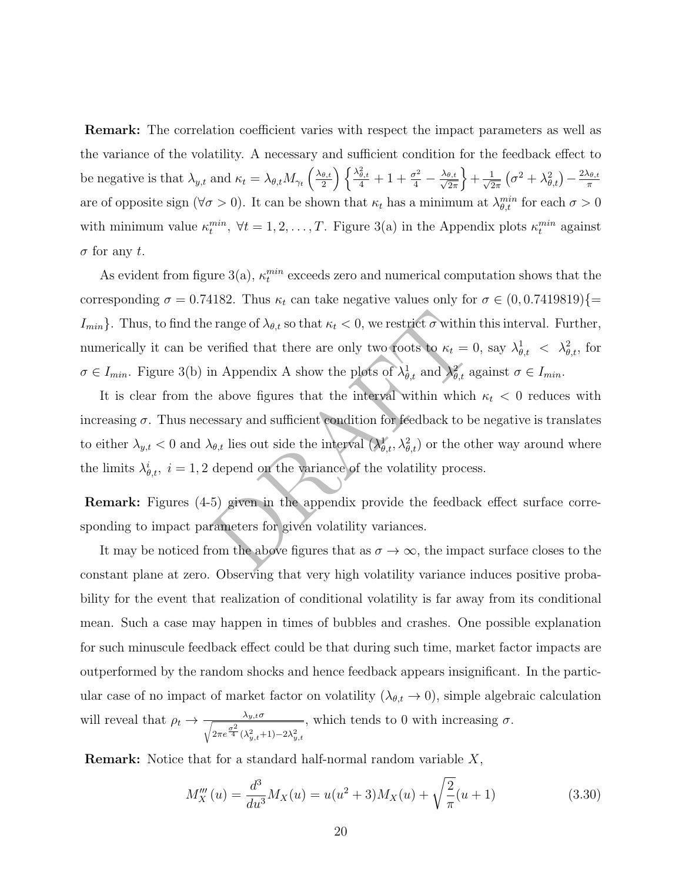**Remark:** The correlation coefficient varies with respect the impact parameters as well as the variance of the volatility. A necessary and sufficient condition for the feedback effect to be negative is that $\lambda_{y,t}$ and $\kappa_t = \lambda_{\theta,t} M_{\gamma_t}\left(\frac{\lambda_{\theta,t}}{2}\right)\left\{\frac{\lambda_{\theta,t}^2}{4} + 1 + \frac{\sigma^2}{4} - \frac{\lambda_{\theta,t}}{\sqrt{2\pi}}\right\} + \frac{1}{\sqrt{2\pi}}\left(\sigma^2 + \lambda_{\theta,t}^2\right) - \frac{2\lambda_{\theta,t}}{\pi}$ are of opposite sign ($\forall \sigma > 0$). It can be shown that $\kappa_t$ has a minimum at $\lambda_{\theta,t}^{min}$ for each $\sigma > 0$ with minimum value $\kappa_t^{min}$, $\forall t = 1, 2, \ldots, T$. Figure 3(a) in the Appendix plots $\kappa_t^{min}$ against $\sigma$ for any $t$.

As evident from figure 3(a), $\kappa_t^{min}$ exceeds zero and numerical computation shows that the corresponding $\sigma = 0.74182$. Thus $\kappa_t$ can take negative values only for $\sigma \in (0, 0.7419819)\{= I_{min}\}$. Thus, to find the range of $\lambda_{\theta,t}$ so that $\kappa_t < 0$, we restrict $\sigma$ within this interval. Further, numerically it can be verified that there are only two roots to $\kappa_t = 0$, say $\lambda_{\theta,t}^1 < \lambda_{\theta,t}^2$, for $\sigma \in I_{min}$. Figure 3(b) in Appendix A show the plots of $\lambda_{\theta,t}^1$ and $\lambda_{\theta,t}^2$ against $\sigma \in I_{min}$.

It is clear from the above figures that the interval within which $\kappa_t < 0$ reduces with increasing $\sigma$. Thus necessary and sufficient condition for feedback to be negative is translates to either $\lambda_{y,t} < 0$ and $\lambda_{\theta,t}$ lies out side the interval $(\lambda_{\theta,t}^1, \lambda_{\theta,t}^2)$ or the other way around where the limits $\lambda_{\theta,t}^i$, $i = 1, 2$ depend on the variance of the volatility process.

**Remark:** Figures (4-5) given in the appendix provide the feedback effect surface corresponding to impact parameters for given volatility variances.

It may be noticed from the above figures that as $\sigma \to \infty$, the impact surface closes to the constant plane at zero. Observing that very high volatility variance induces positive probability for the event that realization of conditional volatility is far away from its conditional mean. Such a case may happen in times of bubbles and crashes. One possible explanation for such minuscule feedback effect could be that during such time, market factor impacts are outperformed by the random shocks and hence feedback appears insignificant. In the particular case of no impact of market factor on volatility ($\lambda_{\theta,t} \to 0$), simple algebraic calculation will reveal that $\rho_t \to \frac{\lambda_{y,t}\sigma}{\sqrt{2\pi e^{\frac{\sigma^2}{4}}(\lambda_{y,t}^2+1) - 2\lambda_{y,t}^2}}$, which tends to 0 with increasing $\sigma$.

**Remark:** Notice that for a standard half-normal random variable $X$,

$$M_X'''(u) = \frac{d^3}{du^3} M_X(u) = u(u^2 + 3)M_X(u) + \sqrt{\frac{2}{\pi}}(u + 1) \tag{3.30}$$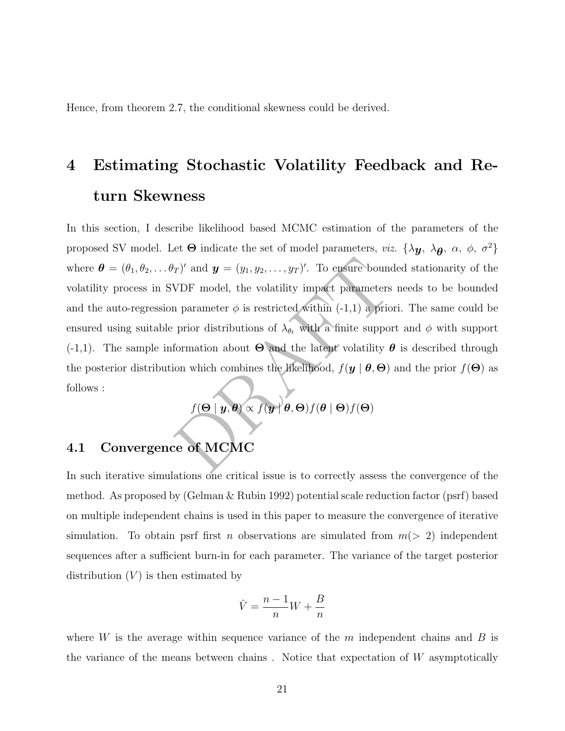Hence, from theorem 2.7, the conditional skewness could be derived.

# 4 Estimating Stochastic Volatility Feedback and Return Skewness

In this section, I describe likelihood based MCMC estimation of the parameters of the proposed SV model. Let $\boldsymbol{\Theta}$ indicate the set of model parameters, *viz.* $\{\lambda_{\boldsymbol{y}},\ \lambda_{\boldsymbol{\theta}},\ \alpha,\ \phi,\ \sigma^2\}$ where $\boldsymbol{\theta} = (\theta_1, \theta_2, \ldots \theta_T)'$ and $\boldsymbol{y} = (y_1, y_2, \ldots, y_T)'$. To ensure bounded stationarity of the volatility process in SVDF model, the volatility impact parameters needs to be bounded and the auto-regression parameter $\phi$ is restricted within (-1,1) a priori. The same could be ensured using suitable prior distributions of $\lambda_{\theta_t}$ with a finite support and $\phi$ with support (-1,1). The sample information about $\boldsymbol{\Theta}$ and the latent volatility $\boldsymbol{\theta}$ is described through the posterior distribution which combines the likelihood, $f(\boldsymbol{y} \mid \boldsymbol{\theta}, \boldsymbol{\Theta})$ and the prior $f(\boldsymbol{\Theta})$ as follows :

$$f(\boldsymbol{\Theta} \mid \boldsymbol{y}, \boldsymbol{\theta}) \propto f(\boldsymbol{y} \mid \boldsymbol{\theta}, \boldsymbol{\Theta}) f(\boldsymbol{\theta} \mid \boldsymbol{\Theta}) f(\boldsymbol{\Theta})$$

## 4.1 Convergence of MCMC

In such iterative simulations one critical issue is to correctly assess the convergence of the method. As proposed by (Gelman & Rubin 1992) potential scale reduction factor (psrf) based on multiple independent chains is used in this paper to measure the convergence of iterative simulation. To obtain psrf first $n$ observations are simulated from $m(> 2)$ independent sequences after a sufficient burn-in for each parameter. The variance of the target posterior distribution $(V)$ is then estimated by

$$\hat{V} = \frac{n-1}{n} W + \frac{B}{n}$$

where $W$ is the average within sequence variance of the $m$ independent chains and $B$ is the variance of the means between chains . Notice that expectation of $W$ asymptotically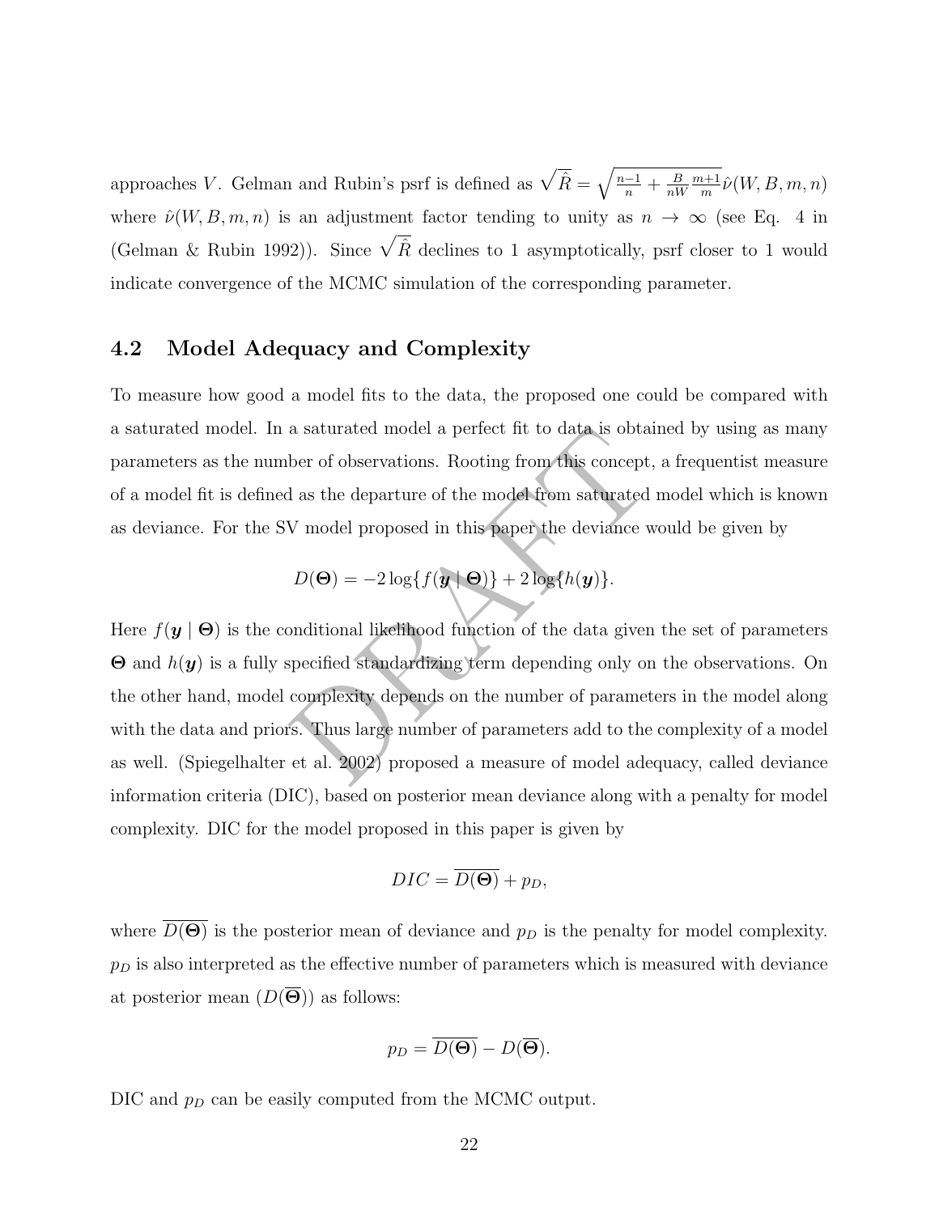approaches $V$. Gelman and Rubin's psrf is defined as $\sqrt{\hat{R}} = \sqrt{\frac{n-1}{n} + \frac{B}{nW}\frac{m+1}{m}\hat{\nu}(W, B, m, n)}$ where $\hat{\nu}(W, B, m, n)$ is an adjustment factor tending to unity as $n \to \infty$ (see Eq. 4 in (Gelman & Rubin 1992)). Since $\sqrt{\hat{R}}$ declines to 1 asymptotically, psrf closer to 1 would indicate convergence of the MCMC simulation of the corresponding parameter.

## 4.2 Model Adequacy and Complexity

To measure how good a model fits to the data, the proposed one could be compared with a saturated model. In a saturated model a perfect fit to data is obtained by using as many parameters as the number of observations. Rooting from this concept, a frequentist measure of a model fit is defined as the departure of the model from saturated model which is known as deviance. For the SV model proposed in this paper the deviance would be given by

$$D(\boldsymbol{\Theta}) = -2\log\{f(\boldsymbol{y} \mid \boldsymbol{\Theta})\} + 2\log\{h(\boldsymbol{y})\}.$$

Here $f(\boldsymbol{y} \mid \boldsymbol{\Theta})$ is the conditional likelihood function of the data given the set of parameters $\boldsymbol{\Theta}$ and $h(\boldsymbol{y})$ is a fully specified standardizing term depending only on the observations. On the other hand, model complexity depends on the number of parameters in the model along with the data and priors. Thus large number of parameters add to the complexity of a model as well. (Spiegelhalter et al. 2002) proposed a measure of model adequacy, called deviance information criteria (DIC), based on posterior mean deviance along with a penalty for model complexity. DIC for the model proposed in this paper is given by

$$DIC = \overline{D(\boldsymbol{\Theta})} + p_D,$$

where $\overline{D(\boldsymbol{\Theta})}$ is the posterior mean of deviance and $p_D$ is the penalty for model complexity. $p_D$ is also interpreted as the effective number of parameters which is measured with deviance at posterior mean $(D(\overline{\boldsymbol{\Theta}}))$ as follows:

$$p_D = \overline{D(\boldsymbol{\Theta})} - D(\overline{\boldsymbol{\Theta}}).$$

DIC and $p_D$ can be easily computed from the MCMC output.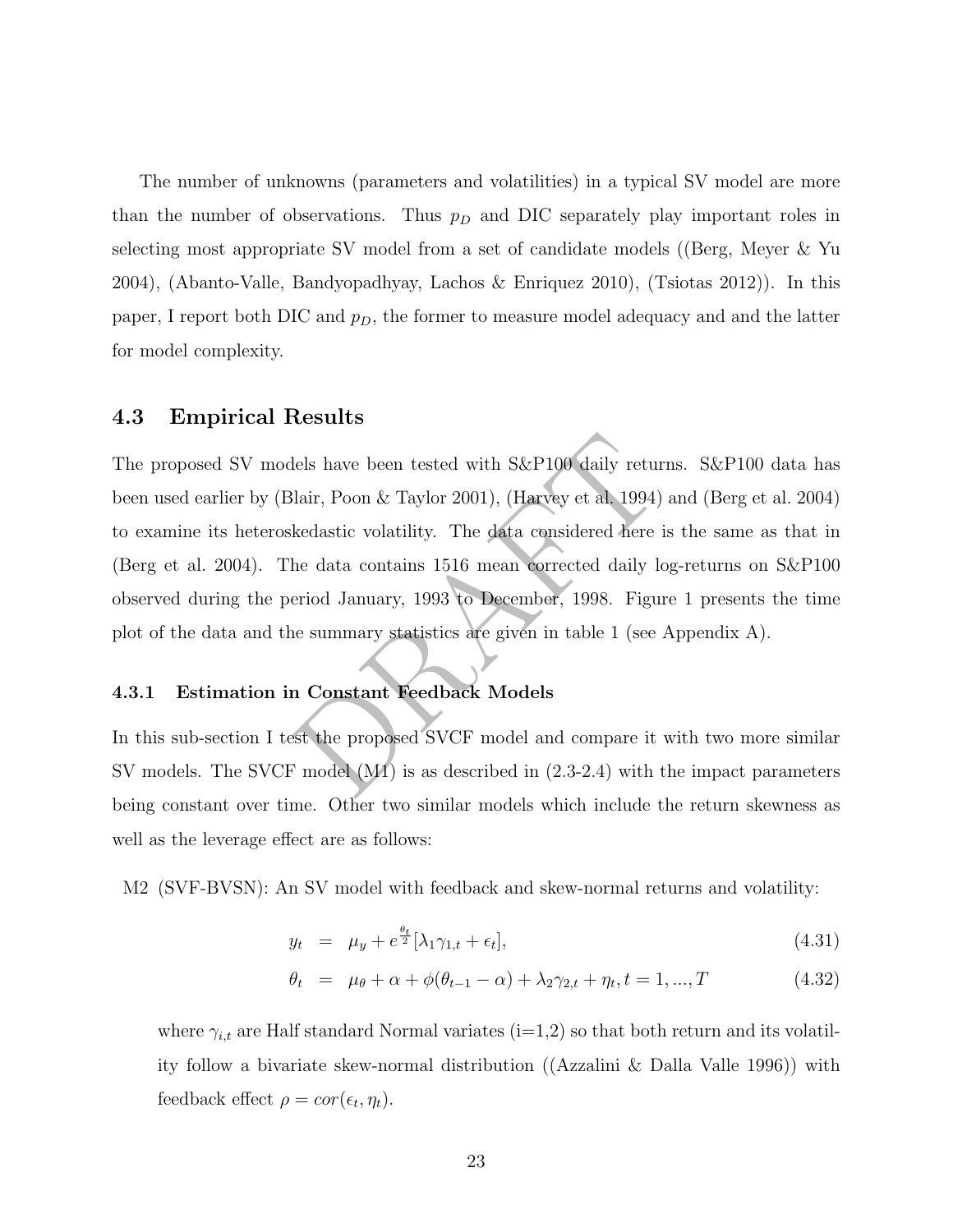The number of unknowns (parameters and volatilities) in a typical SV model are more than the number of observations. Thus $p_D$ and DIC separately play important roles in selecting most appropriate SV model from a set of candidate models ((Berg, Meyer & Yu 2004), (Abanto-Valle, Bandyopadhyay, Lachos & Enriquez 2010), (Tsiotas 2012)). In this paper, I report both DIC and $p_D$, the former to measure model adequacy and and the latter for model complexity.

## 4.3 Empirical Results

The proposed SV models have been tested with S&P100 daily returns. S&P100 data has been used earlier by (Blair, Poon & Taylor 2001), (Harvey et al. 1994) and (Berg et al. 2004) to examine its heteroskedastic volatility. The data considered here is the same as that in (Berg et al. 2004). The data contains 1516 mean corrected daily log-returns on S&P100 observed during the period January, 1993 to December, 1998. Figure 1 presents the time plot of the data and the summary statistics are given in table 1 (see Appendix A).

### 4.3.1 Estimation in Constant Feedback Models

In this sub-section I test the proposed SVCF model and compare it with two more similar SV models. The SVCF model (M1) is as described in (2.3-2.4) with the impact parameters being constant over time. Other two similar models which include the return skewness as well as the leverage effect are as follows:

M2 (SVF-BVSN): An SV model with feedback and skew-normal returns and volatility:

$$y_t = \mu_y + e^{\frac{\theta_t}{2}}[\lambda_1 \gamma_{1,t} + \epsilon_t], \tag{4.31}$$

$$\theta_t = \mu_\theta + \alpha + \phi(\theta_{t-1} - \alpha) + \lambda_2 \gamma_{2,t} + \eta_t, t = 1, ..., T \tag{4.32}$$

where $\gamma_{i,t}$ are Half standard Normal variates (i=1,2) so that both return and its volatility follow a bivariate skew-normal distribution ((Azzalini & Dalla Valle 1996)) with feedback effect $\rho = cor(\epsilon_t, \eta_t)$.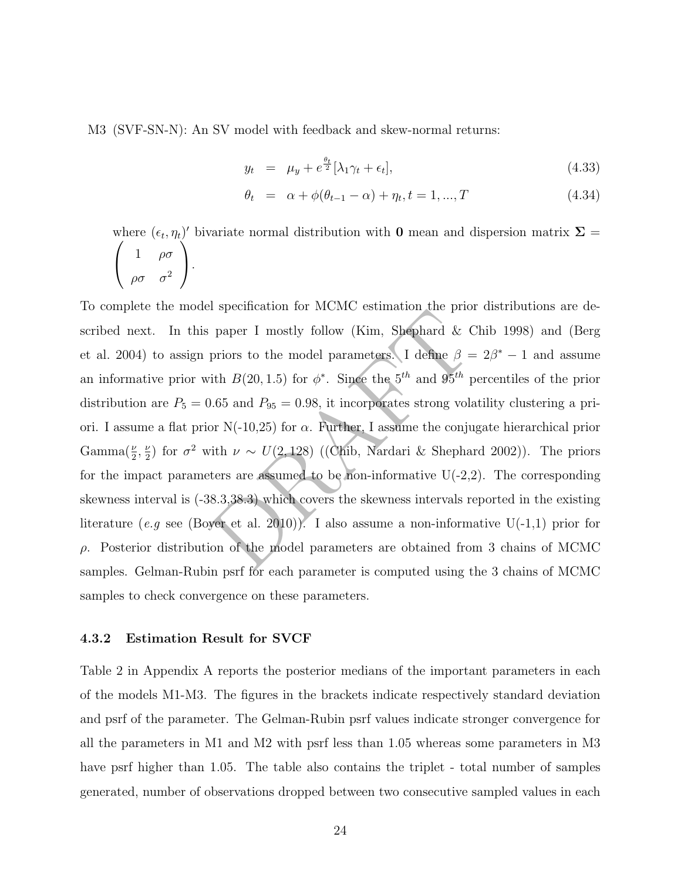M3 (SVF-SN-N): An SV model with feedback and skew-normal returns:

$$y_t = \mu_y + e^{\frac{\theta_t}{2}}[\lambda_1 \gamma_t + \epsilon_t], \tag{4.33}$$

$$\theta_t = \alpha + \phi(\theta_{t-1} - \alpha) + \eta_t, t = 1, ..., T \tag{4.34}$$

where $(\epsilon_t, \eta_t)'$ bivariate normal distribution with $\mathbf{0}$ mean and dispersion matrix $\mathbf{\Sigma} = \begin{pmatrix} 1 & \rho\sigma \\ \rho\sigma & \sigma^2 \end{pmatrix}$.

To complete the model specification for MCMC estimation the prior distributions are described next. In this paper I mostly follow (Kim, Shephard & Chib 1998) and (Berg et al. 2004) to assign priors to the model parameters. I define $\beta = 2\beta^* - 1$ and assume an informative prior with $B(20, 1.5)$ for $\phi^*$. Since the $5^{th}$ and $95^{th}$ percentiles of the prior distribution are $P_5 = 0.65$ and $P_{95} = 0.98$, it incorporates strong volatility clustering a priori. I assume a flat prior N(-10,25) for $\alpha$. Further, I assume the conjugate hierarchical prior Gamma($\frac{\nu}{2}, \frac{\nu}{2}$) for $\sigma^2$ with $\nu \sim U(2, 128)$ ((Chib, Nardari & Shephard 2002)). The priors for the impact parameters are assumed to be non-informative U(-2,2). The corresponding skewness interval is (-38.3,38.3) which covers the skewness intervals reported in the existing literature (*e.g* see (Boyer et al. 2010)). I also assume a non-informative U(-1,1) prior for $\rho$. Posterior distribution of the model parameters are obtained from 3 chains of MCMC samples. Gelman-Rubin psrf for each parameter is computed using the 3 chains of MCMC samples to check convergence on these parameters.

### 4.3.2 Estimation Result for SVCF

Table 2 in Appendix A reports the posterior medians of the important parameters in each of the models M1-M3. The figures in the brackets indicate respectively standard deviation and psrf of the parameter. The Gelman-Rubin psrf values indicate stronger convergence for all the parameters in M1 and M2 with psrf less than 1.05 whereas some parameters in M3 have psrf higher than 1.05. The table also contains the triplet - total number of samples generated, number of observations dropped between two consecutive sampled values in each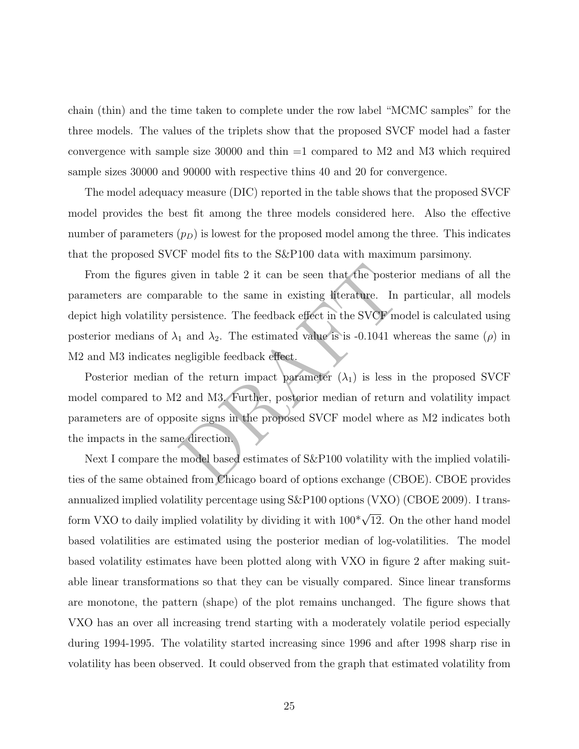chain (thin) and the time taken to complete under the row label "MCMC samples" for the three models. The values of the triplets show that the proposed SVCF model had a faster convergence with sample size 30000 and thin =1 compared to M2 and M3 which required sample sizes 30000 and 90000 with respective thins 40 and 20 for convergence.

The model adequacy measure (DIC) reported in the table shows that the proposed SVCF model provides the best fit among the three models considered here. Also the effective number of parameters ($p_D$) is lowest for the proposed model among the three. This indicates that the proposed SVCF model fits to the S&P100 data with maximum parsimony.

From the figures given in table 2 it can be seen that the posterior medians of all the parameters are comparable to the same in existing literature. In particular, all models depict high volatility persistence. The feedback effect in the SVCF model is calculated using posterior medians of $\lambda_1$ and $\lambda_2$. The estimated value is is -0.1041 whereas the same ($\rho$) in M2 and M3 indicates negligible feedback effect.

Posterior median of the return impact parameter ($\lambda_1$) is less in the proposed SVCF model compared to M2 and M3. Further, posterior median of return and volatility impact parameters are of opposite signs in the proposed SVCF model where as M2 indicates both the impacts in the same direction.

Next I compare the model based estimates of S&P100 volatility with the implied volatilities of the same obtained from Chicago board of options exchange (CBOE). CBOE provides annualized implied volatility percentage using S&P100 options (VXO) (CBOE 2009). I transform VXO to daily implied volatility by dividing it with $100^*\sqrt{12}$. On the other hand model based volatilities are estimated using the posterior median of log-volatilities. The model based volatility estimates have been plotted along with VXO in figure 2 after making suitable linear transformations so that they can be visually compared. Since linear transforms are monotone, the pattern (shape) of the plot remains unchanged. The figure shows that VXO has an over all increasing trend starting with a moderately volatile period especially during 1994-1995. The volatility started increasing since 1996 and after 1998 sharp rise in volatility has been observed. It could observed from the graph that estimated volatility from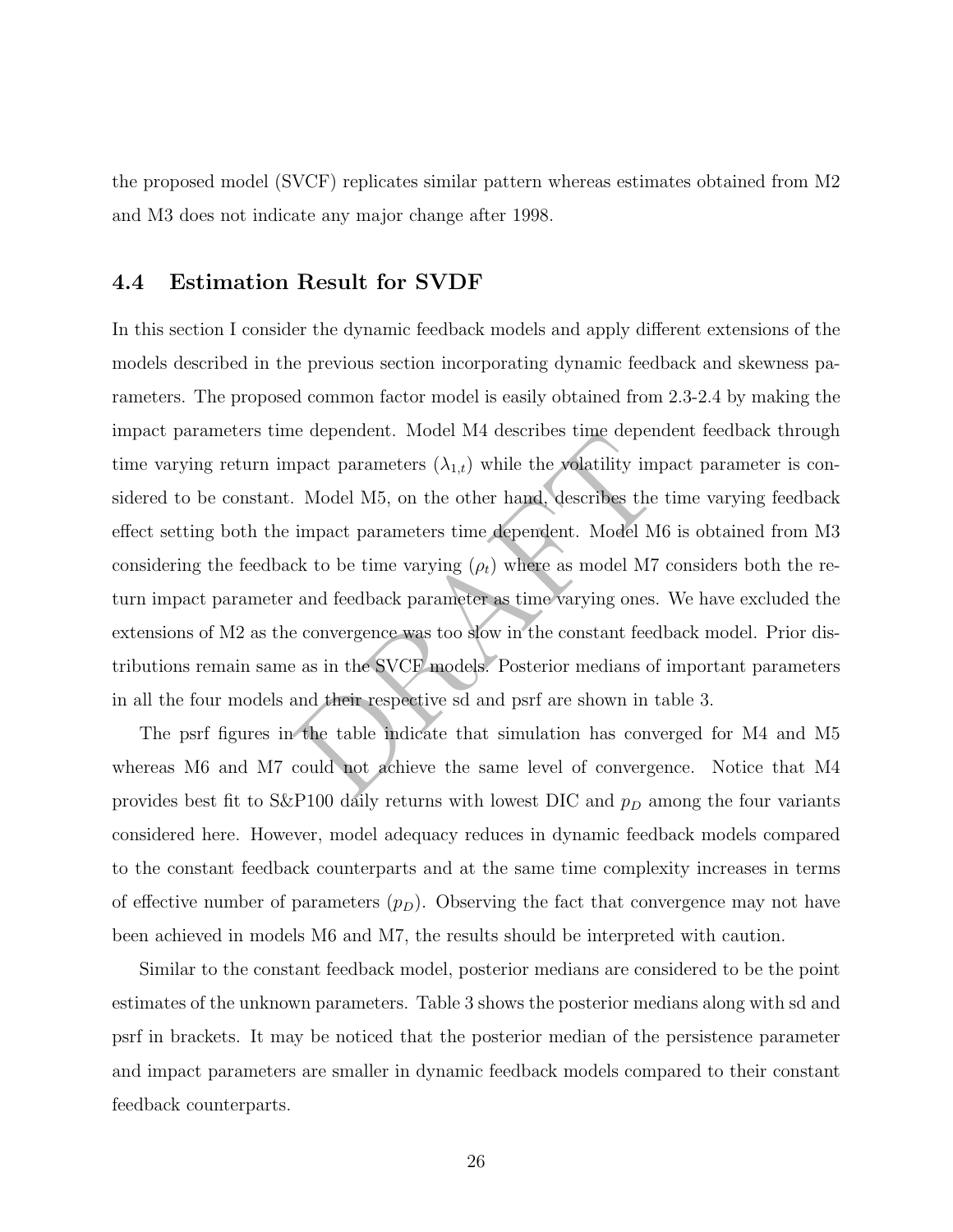the proposed model (SVCF) replicates similar pattern whereas estimates obtained from M2 and M3 does not indicate any major change after 1998.

### 4.4 Estimation Result for SVDF

In this section I consider the dynamic feedback models and apply different extensions of the models described in the previous section incorporating dynamic feedback and skewness parameters. The proposed common factor model is easily obtained from 2.3-2.4 by making the impact parameters time dependent. Model M4 describes time dependent feedback through time varying return impact parameters ($\lambda_{1,t}$) while the volatility impact parameter is considered to be constant. Model M5, on the other hand, describes the time varying feedback effect setting both the impact parameters time dependent. Model M6 is obtained from M3 considering the feedback to be time varying ($\rho_t$) where as model M7 considers both the return impact parameter and feedback parameter as time varying ones. We have excluded the extensions of M2 as the convergence was too slow in the constant feedback model. Prior distributions remain same as in the SVCF models. Posterior medians of important parameters in all the four models and their respective sd and psrf are shown in table 3.

The psrf figures in the table indicate that simulation has converged for M4 and M5 whereas M6 and M7 could not achieve the same level of convergence. Notice that M4 provides best fit to S&P100 daily returns with lowest DIC and $p_D$ among the four variants considered here. However, model adequacy reduces in dynamic feedback models compared to the constant feedback counterparts and at the same time complexity increases in terms of effective number of parameters ($p_D$). Observing the fact that convergence may not have been achieved in models M6 and M7, the results should be interpreted with caution.

Similar to the constant feedback model, posterior medians are considered to be the point estimates of the unknown parameters. Table 3 shows the posterior medians along with sd and psrf in brackets. It may be noticed that the posterior median of the persistence parameter and impact parameters are smaller in dynamic feedback models compared to their constant feedback counterparts.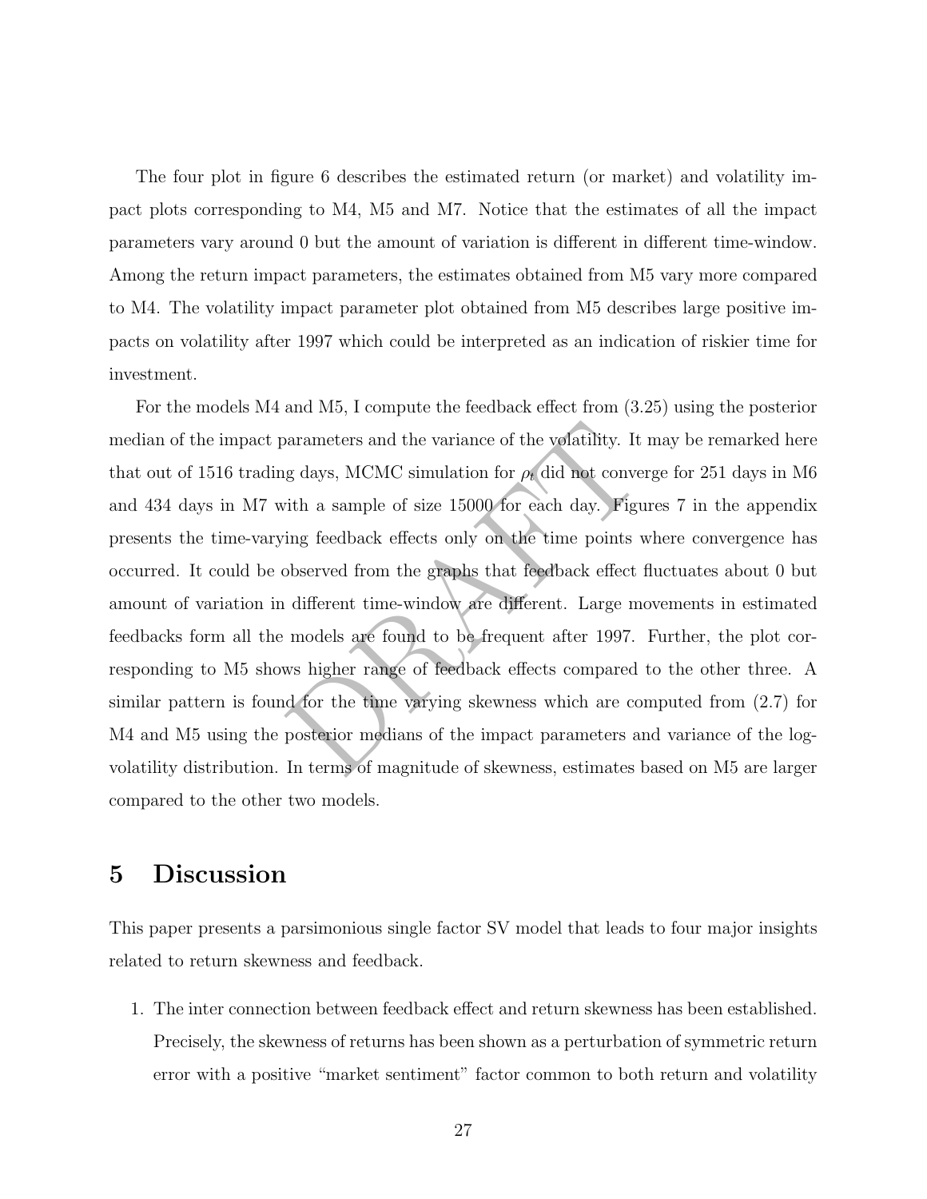The four plot in figure 6 describes the estimated return (or market) and volatility impact plots corresponding to M4, M5 and M7. Notice that the estimates of all the impact parameters vary around 0 but the amount of variation is different in different time-window. Among the return impact parameters, the estimates obtained from M5 vary more compared to M4. The volatility impact parameter plot obtained from M5 describes large positive impacts on volatility after 1997 which could be interpreted as an indication of riskier time for investment.

For the models M4 and M5, I compute the feedback effect from (3.25) using the posterior median of the impact parameters and the variance of the volatility. It may be remarked here that out of 1516 trading days, MCMC simulation for $\rho_t$ did not converge for 251 days in M6 and 434 days in M7 with a sample of size 15000 for each day. Figures 7 in the appendix presents the time-varying feedback effects only on the time points where convergence has occurred. It could be observed from the graphs that feedback effect fluctuates about 0 but amount of variation in different time-window are different. Large movements in estimated feedbacks form all the models are found to be frequent after 1997. Further, the plot corresponding to M5 shows higher range of feedback effects compared to the other three. A similar pattern is found for the time varying skewness which are computed from (2.7) for M4 and M5 using the posterior medians of the impact parameters and variance of the log-volatility distribution. In terms of magnitude of skewness, estimates based on M5 are larger compared to the other two models.

# 5 Discussion

This paper presents a parsimonious single factor SV model that leads to four major insights related to return skewness and feedback.

1. The inter connection between feedback effect and return skewness has been established. Precisely, the skewness of returns has been shown as a perturbation of symmetric return error with a positive "market sentiment" factor common to both return and volatility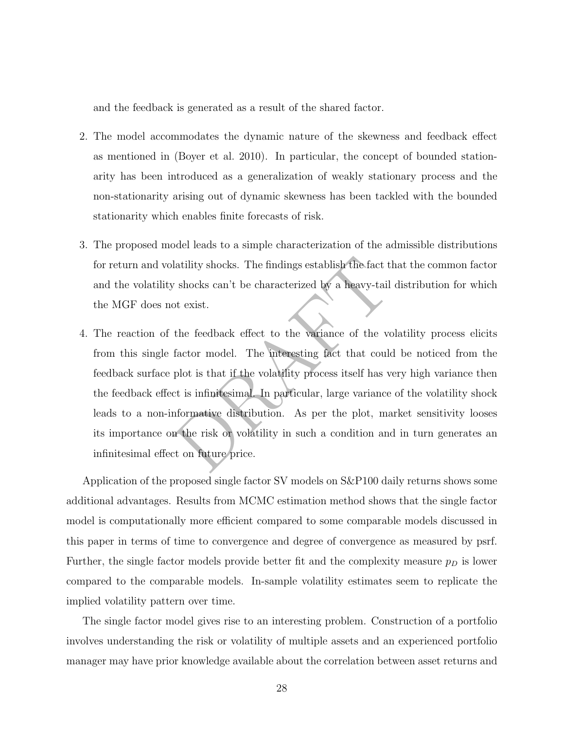and the feedback is generated as a result of the shared factor.

2. The model accommodates the dynamic nature of the skewness and feedback effect as mentioned in (Boyer et al. 2010). In particular, the concept of bounded stationarity has been introduced as a generalization of weakly stationary process and the non-stationarity arising out of dynamic skewness has been tackled with the bounded stationarity which enables finite forecasts of risk.

3. The proposed model leads to a simple characterization of the admissible distributions for return and volatility shocks. The findings establish the fact that the common factor and the volatility shocks can't be characterized by a heavy-tail distribution for which the MGF does not exist.

4. The reaction of the feedback effect to the variance of the volatility process elicits from this single factor model. The interesting fact that could be noticed from the feedback surface plot is that if the volatility process itself has very high variance then the feedback effect is infinitesimal. In particular, large variance of the volatility shock leads to a non-informative distribution. As per the plot, market sensitivity looses its importance on the risk or volatility in such a condition and in turn generates an infinitesimal effect on future price.

Application of the proposed single factor SV models on S&P100 daily returns shows some additional advantages. Results from MCMC estimation method shows that the single factor model is computationally more efficient compared to some comparable models discussed in this paper in terms of time to convergence and degree of convergence as measured by psrf. Further, the single factor models provide better fit and the complexity measure $p_D$ is lower compared to the comparable models. In-sample volatility estimates seem to replicate the implied volatility pattern over time.

The single factor model gives rise to an interesting problem. Construction of a portfolio involves understanding the risk or volatility of multiple assets and an experienced portfolio manager may have prior knowledge available about the correlation between asset returns and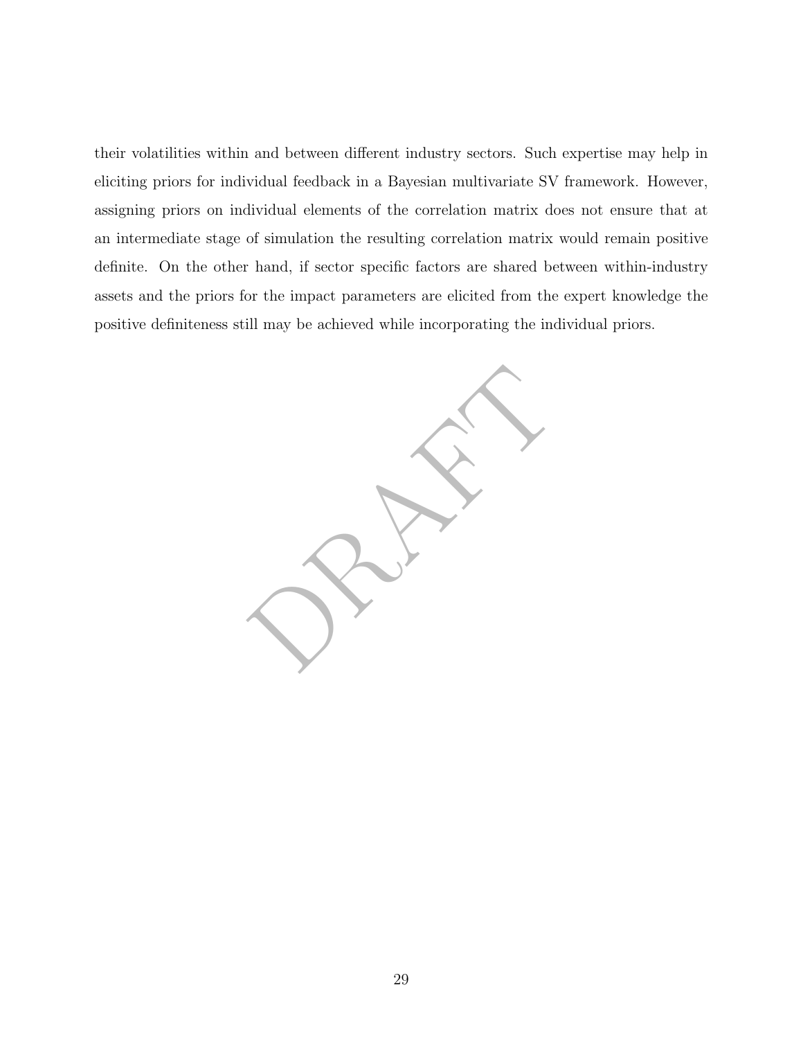their volatilities within and between different industry sectors. Such expertise may help in eliciting priors for individual feedback in a Bayesian multivariate SV framework. However, assigning priors on individual elements of the correlation matrix does not ensure that at an intermediate stage of simulation the resulting correlation matrix would remain positive definite. On the other hand, if sector specific factors are shared between within-industry assets and the priors for the impact parameters are elicited from the expert knowledge the positive definiteness still may be achieved while incorporating the individual priors.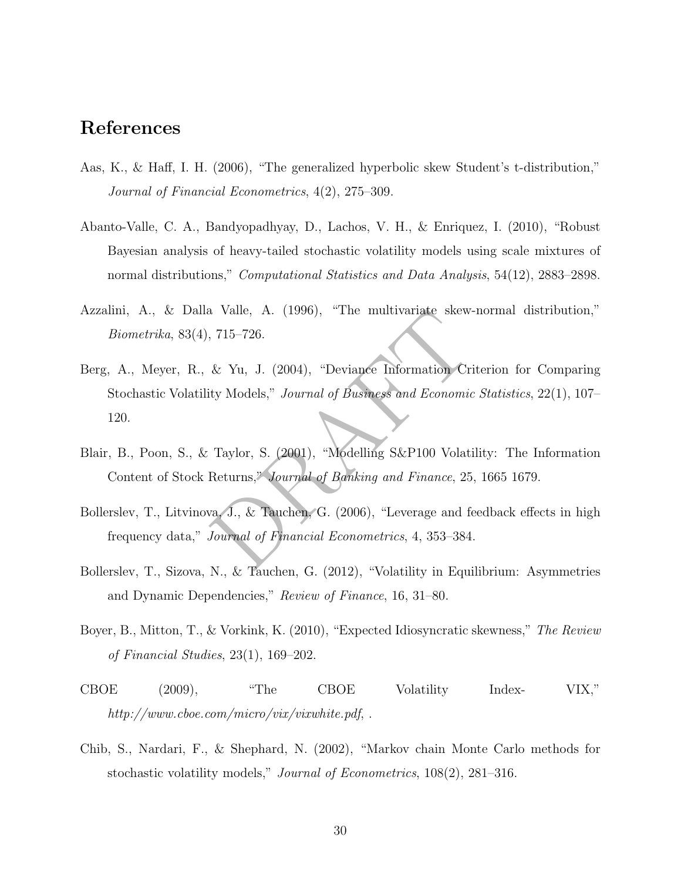## References

Aas, K., & Haff, I. H. (2006), "The generalized hyperbolic skew Student's t-distribution," *Journal of Financial Econometrics*, 4(2), 275–309.

Abanto-Valle, C. A., Bandyopadhyay, D., Lachos, V. H., & Enriquez, I. (2010), "Robust Bayesian analysis of heavy-tailed stochastic volatility models using scale mixtures of normal distributions," *Computational Statistics and Data Analysis*, 54(12), 2883–2898.

Azzalini, A., & Dalla Valle, A. (1996), "The multivariate skew-normal distribution," *Biometrika*, 83(4), 715–726.

Berg, A., Meyer, R., & Yu, J. (2004), "Deviance Information Criterion for Comparing Stochastic Volatility Models," *Journal of Business and Economic Statistics*, 22(1), 107–120.

Blair, B., Poon, S., & Taylor, S. (2001), "Modelling S&P100 Volatility: The Information Content of Stock Returns," *Journal of Banking and Finance*, 25, 1665 1679.

Bollerslev, T., Litvinova, J., & Tauchen, G. (2006), "Leverage and feedback effects in high frequency data," *Journal of Financial Econometrics*, 4, 353–384.

Bollerslev, T., Sizova, N., & Tauchen, G. (2012), "Volatility in Equilibrium: Asymmetries and Dynamic Dependencies," *Review of Finance*, 16, 31–80.

Boyer, B., Mitton, T., & Vorkink, K. (2010), "Expected Idiosyncratic skewness," *The Review of Financial Studies*, 23(1), 169–202.

CBOE (2009), "The CBOE Volatility Index- VIX," *http://www.cboe.com/micro/vix/vixwhite.pdf*, .

Chib, S., Nardari, F., & Shephard, N. (2002), "Markov chain Monte Carlo methods for stochastic volatility models," *Journal of Econometrics*, 108(2), 281–316.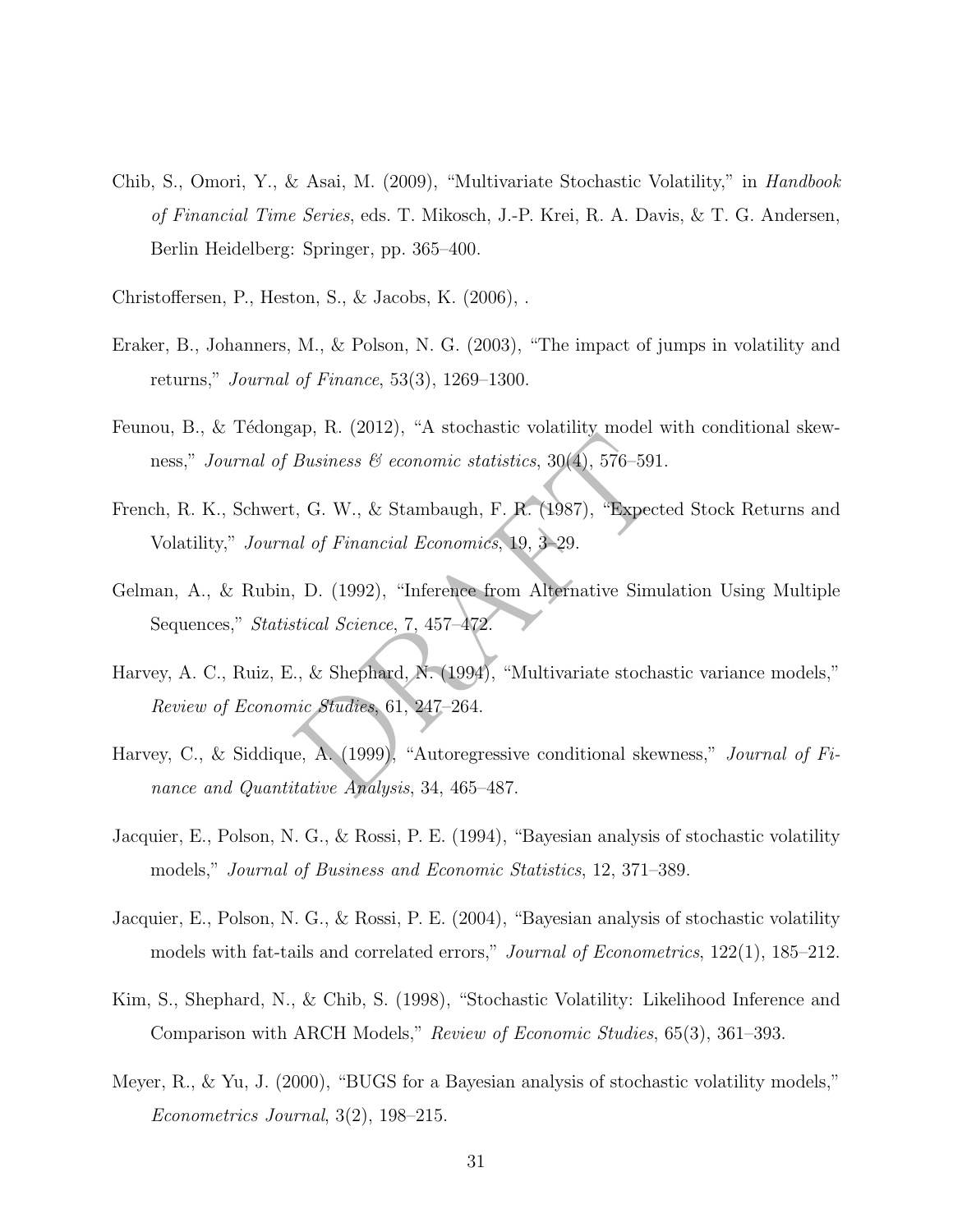Chib, S., Omori, Y., & Asai, M. (2009), "Multivariate Stochastic Volatility," in *Handbook of Financial Time Series*, eds. T. Mikosch, J.-P. Krei, R. A. Davis, & T. G. Andersen, Berlin Heidelberg: Springer, pp. 365–400.

Christoffersen, P., Heston, S., & Jacobs, K. (2006), .

Eraker, B., Johanners, M., & Polson, N. G. (2003), "The impact of jumps in volatility and returns," *Journal of Finance*, 53(3), 1269–1300.

Feunou, B., & Tédongap, R. (2012), "A stochastic volatility model with conditional skewness," *Journal of Business & economic statistics*, 30(4), 576–591.

French, R. K., Schwert, G. W., & Stambaugh, F. R. (1987), "Expected Stock Returns and Volatility," *Journal of Financial Economics*, 19, 3–29.

Gelman, A., & Rubin, D. (1992), "Inference from Alternative Simulation Using Multiple Sequences," *Statistical Science*, 7, 457–472.

Harvey, A. C., Ruiz, E., & Shephard, N. (1994), "Multivariate stochastic variance models," *Review of Economic Studies*, 61, 247–264.

Harvey, C., & Siddique, A. (1999), "Autoregressive conditional skewness," *Journal of Finance and Quantitative Analysis*, 34, 465–487.

Jacquier, E., Polson, N. G., & Rossi, P. E. (1994), "Bayesian analysis of stochastic volatility models," *Journal of Business and Economic Statistics*, 12, 371–389.

Jacquier, E., Polson, N. G., & Rossi, P. E. (2004), "Bayesian analysis of stochastic volatility models with fat-tails and correlated errors," *Journal of Econometrics*, 122(1), 185–212.

Kim, S., Shephard, N., & Chib, S. (1998), "Stochastic Volatility: Likelihood Inference and Comparison with ARCH Models," *Review of Economic Studies*, 65(3), 361–393.

Meyer, R., & Yu, J. (2000), "BUGS for a Bayesian analysis of stochastic volatility models," *Econometrics Journal*, 3(2), 198–215.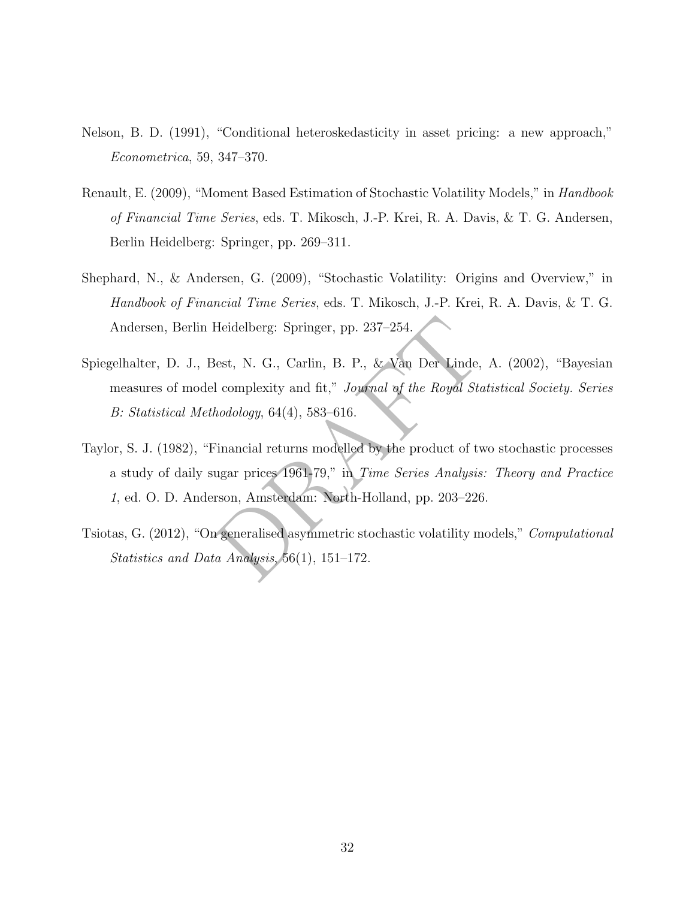Nelson, B. D. (1991), "Conditional heteroskedasticity in asset pricing: a new approach," *Econometrica*, 59, 347–370.

Renault, E. (2009), "Moment Based Estimation of Stochastic Volatility Models," in *Handbook of Financial Time Series*, eds. T. Mikosch, J.-P. Krei, R. A. Davis, & T. G. Andersen, Berlin Heidelberg: Springer, pp. 269–311.

Shephard, N., & Andersen, G. (2009), "Stochastic Volatility: Origins and Overview," in *Handbook of Financial Time Series*, eds. T. Mikosch, J.-P. Krei, R. A. Davis, & T. G. Andersen, Berlin Heidelberg: Springer, pp. 237–254.

Spiegelhalter, D. J., Best, N. G., Carlin, B. P., & Van Der Linde, A. (2002), "Bayesian measures of model complexity and fit," *Journal of the Royal Statistical Society. Series B: Statistical Methodology*, 64(4), 583–616.

Taylor, S. J. (1982), "Financial returns modelled by the product of two stochastic processes a study of daily sugar prices 1961-79," in *Time Series Analysis: Theory and Practice 1*, ed. O. D. Anderson, Amsterdam: North-Holland, pp. 203–226.

Tsiotas, G. (2012), "On generalised asymmetric stochastic volatility models," *Computational Statistics and Data Analysis*, 56(1), 151–172.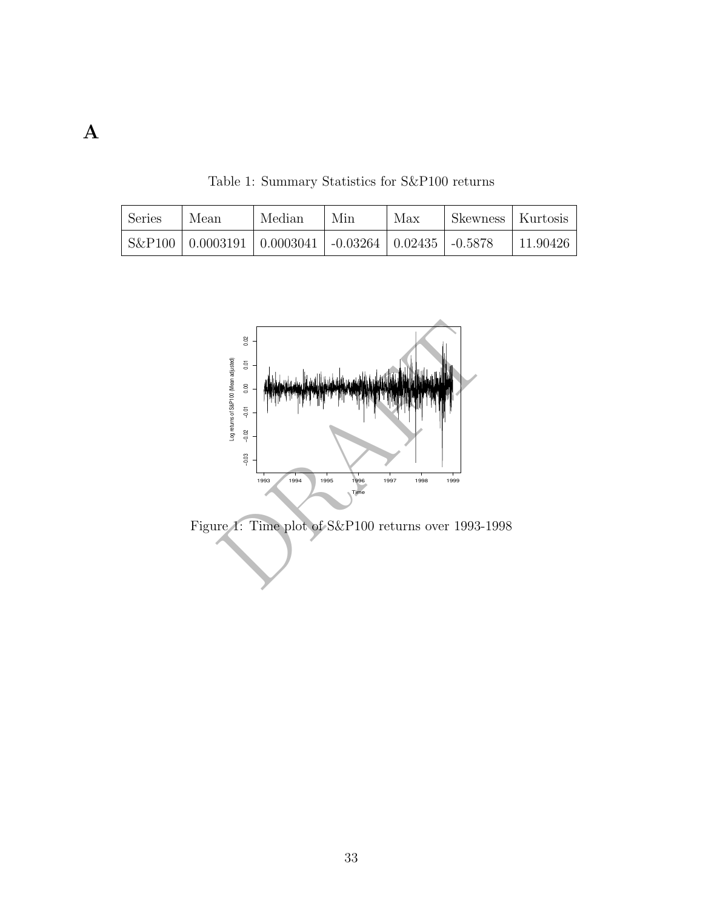# A

Table 1: Summary Statistics for S&P100 returns

| Series | Mean | Median | Min | Max | Skewness | Kurtosis |
|---|---|---|---|---|---|---|
| S&P100 | 0.0003191 | 0.0003041 | -0.03264 | 0.02435 | -0.5878 | 11.90426 |

Figure 1: Time plot of S&P100 returns over 1993-1998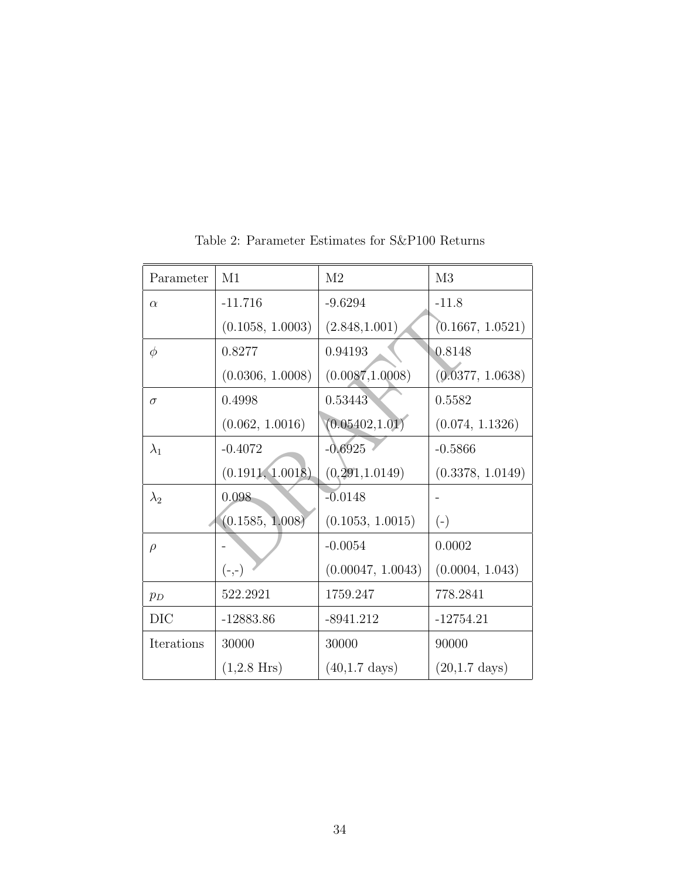Table 2: Parameter Estimates for S&P100 Returns

| Parameter | M1 | M2 | M3 |
|---|---|---|---|
| $\alpha$ | -11.716 | -9.6294 | -11.8 |
| | (0.1058, 1.0003) | (2.848,1.001) | (0.1667, 1.0521) |
| $\phi$ | 0.8277 | 0.94193 | 0.8148 |
| | (0.0306, 1.0008) | (0.0087,1.0008) | (0.0377, 1.0638) |
| $\sigma$ | 0.4998 | 0.53443 | 0.5582 |
| | (0.062, 1.0016) | (0.05402,1.01) | (0.074, 1.1326) |
| $\lambda_1$ | -0.4072 | -0.6925 | -0.5866 |
| | (0.1911, 1.0018) | (0.291,1.0149) | (0.3378, 1.0149) |
| $\lambda_2$ | 0.098 | -0.0148 | - |
| | (0.1585, 1.008) | (0.1053, 1.0015) | (-) |
| $\rho$ | - | -0.0054 | 0.0002 |
| | (-,-) | (0.00047, 1.0043) | (0.0004, 1.043) |
| $p_D$ | 522.2921 | 1759.247 | 778.2841 |
| DIC | -12883.86 | -8941.212 | -12754.21 |
| Iterations | 30000 | 30000 | 90000 |
| | (1,2.8 Hrs) | (40,1.7 days) | (20,1.7 days) |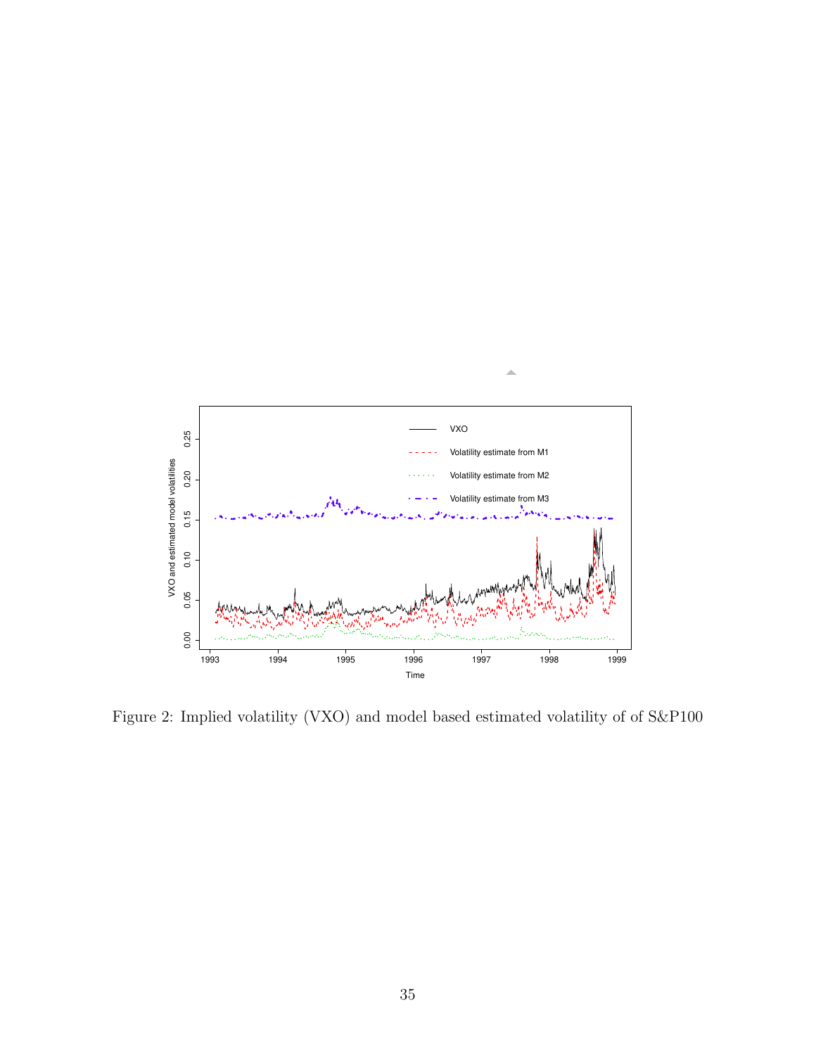Figure 2: Implied volatility (VXO) and model based estimated volatility of of S&P100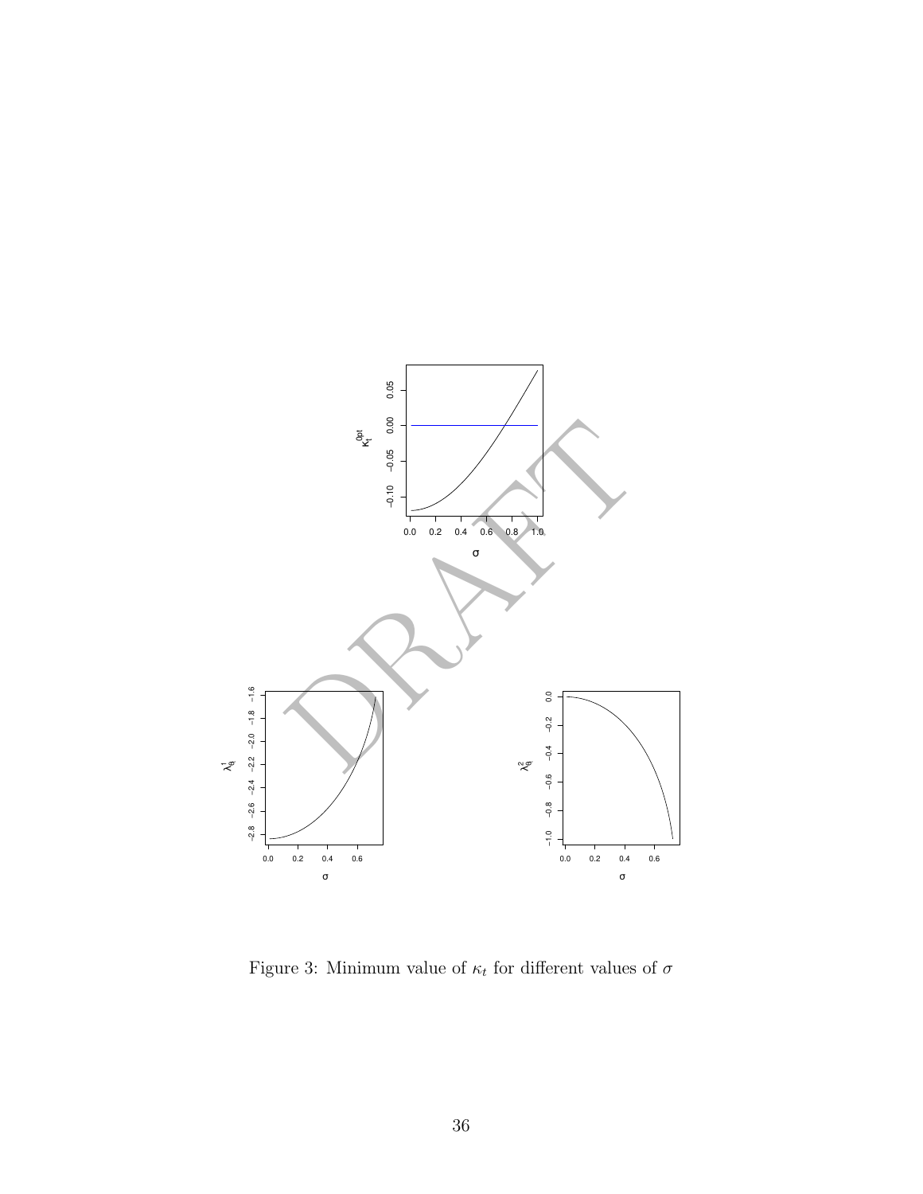Figure 3: Minimum value of $\kappa_t$ for different values of $\sigma$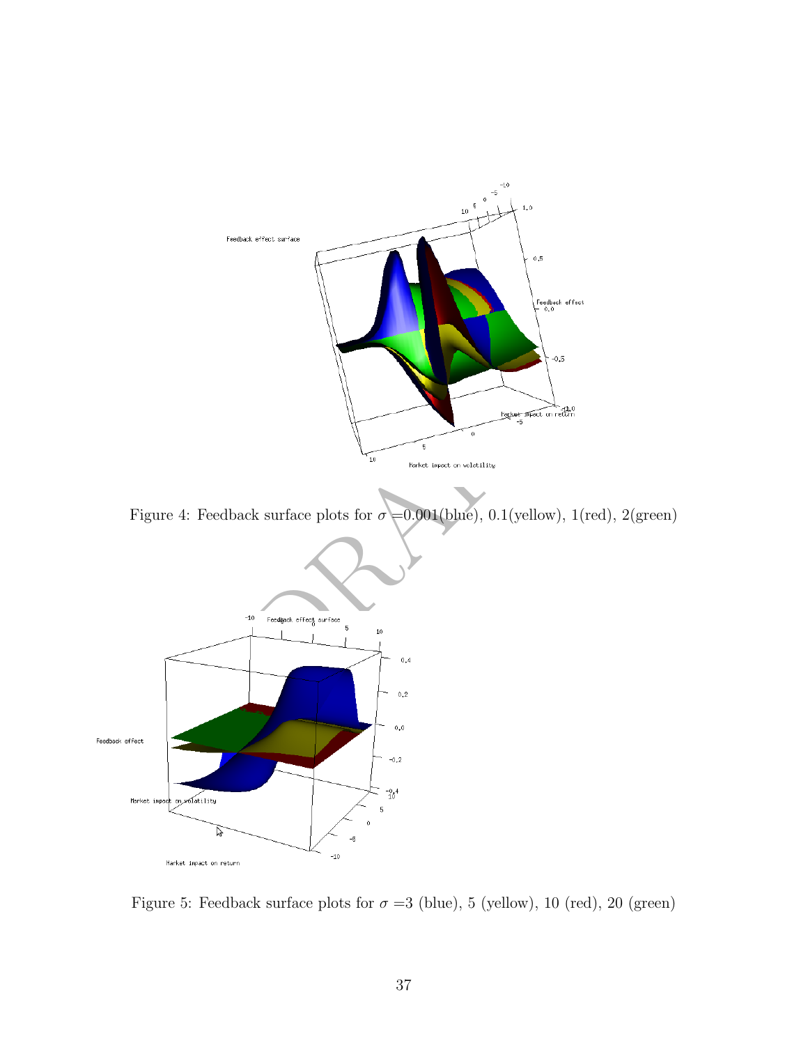Figure 4: Feedback surface plots for $\sigma$ =0.001(blue), 0.1(yellow), 1(red), 2(green)

Figure 5: Feedback surface plots for $\sigma$ =3 (blue), 5 (yellow), 10 (red), 20 (green)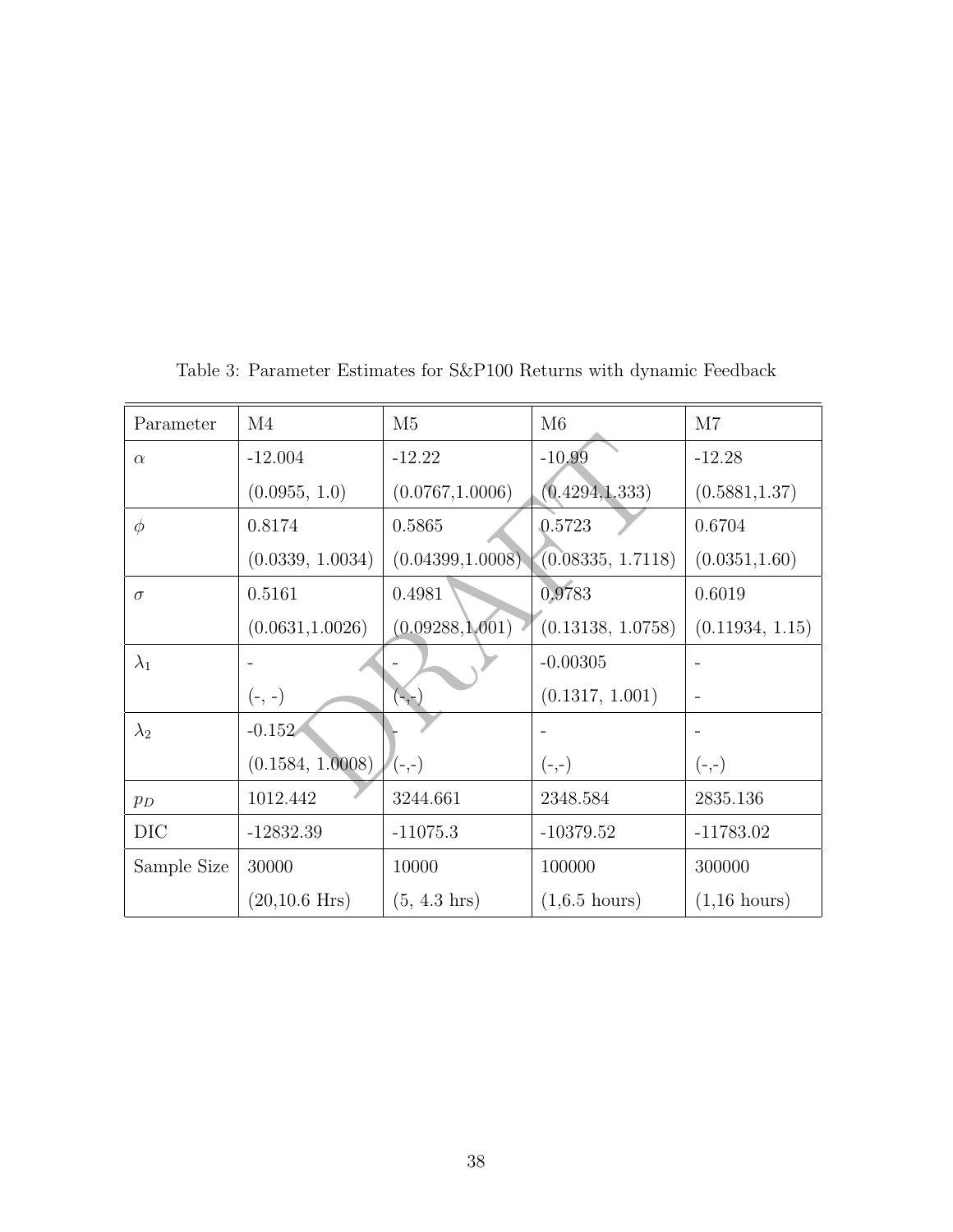Table 3: Parameter Estimates for S&P100 Returns with dynamic Feedback

| Parameter | M4 | M5 | M6 | M7 |
|---|---|---|---|---|
| $\alpha$ | -12.004 | -12.22 | -10.99 | -12.28 |
| | (0.0955, 1.0) | (0.0767,1.0006) | (0.4294,1.333) | (0.5881,1.37) |
| $\phi$ | 0.8174 | 0.5865 | 0.5723 | 0.6704 |
| | (0.0339, 1.0034) | (0.04399,1.0008) | (0.08335, 1.7118) | (0.0351,1.60) |
| $\sigma$ | 0.5161 | 0.4981 | 0.9783 | 0.6019 |
| | (0.0631,1.0026) | (0.09288,1.001) | (0.13138, 1.0758) | (0.11934, 1.15) |
| $\lambda_1$ | - | - | -0.00305 | - |
| | (-, -) | (-,-) | (0.1317, 1.001) | - |
| $\lambda_2$ | -0.152 | - | - | - |
| | (0.1584, 1.0008) | (-,-) | (-,-) | (-,-) |
| $p_D$ | 1012.442 | 3244.661 | 2348.584 | 2835.136 |
| DIC | -12832.39 | -11075.3 | -10379.52 | -11783.02 |
| Sample Size | 30000 | 10000 | 100000 | 300000 |
| | (20,10.6 Hrs) | (5, 4.3 hrs) | (1,6.5 hours) | (1,16 hours) |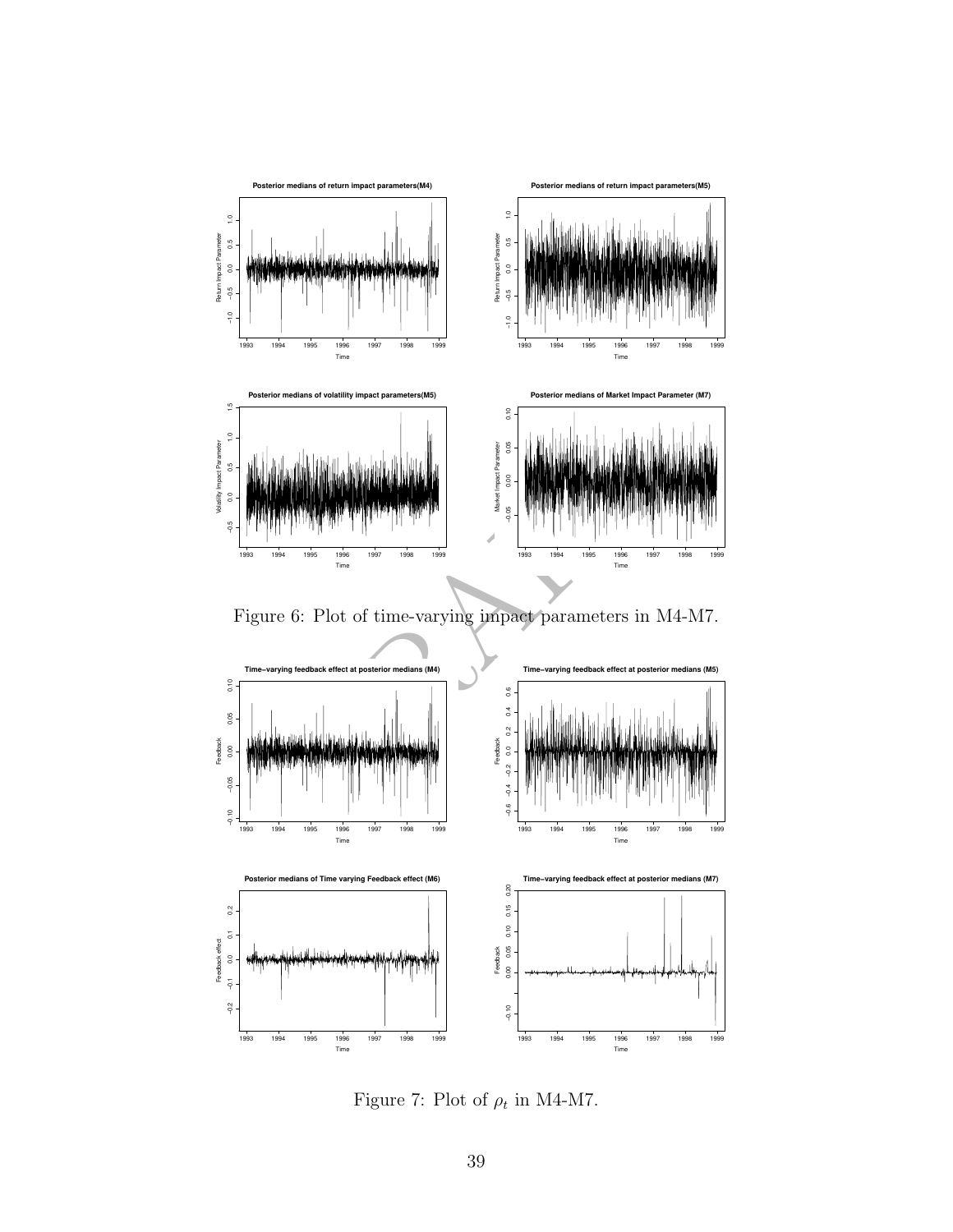Figure 6: Plot of time-varying impact parameters in M4-M7.

Figure 7: Plot of $\rho_t$ in M4-M7.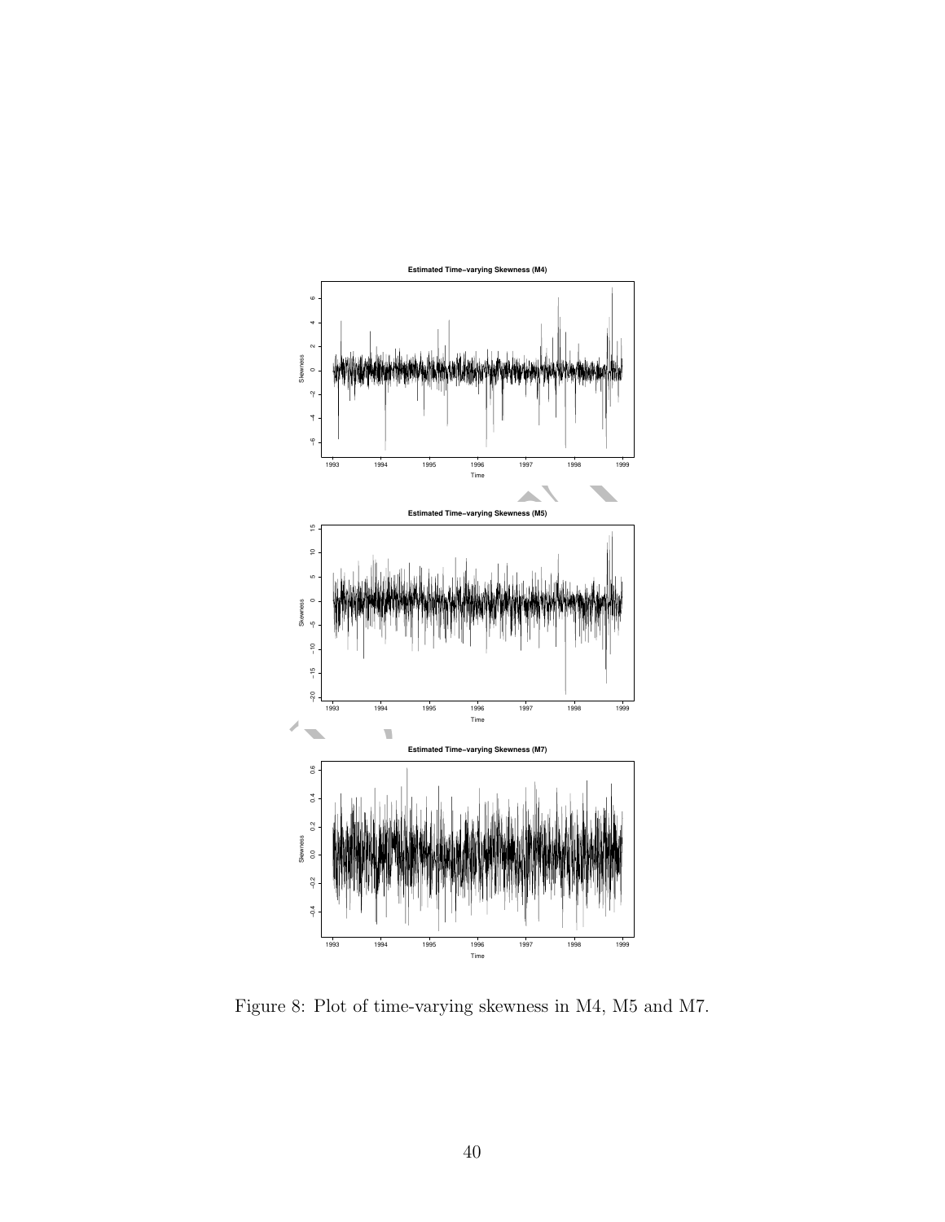Estimated Time−varying Skewness (M4)

Skewness

-6 -4 -2 0 2 4 6

1993 1994 1995 1996 1997 1998 1999

Time

Estimated Time−varying Skewness (M5)

Skewness

-20 -15 -10 -5 0 5 10 15

1993 1994 1995 1996 1997 1998 1999

Time

Estimated Time−varying Skewness (M7)

Skewness

-0.4 -0.2 0.0 0.2 0.4 0.6

1993 1994 1995 1996 1997 1998 1999

Time

Figure 8: Plot of time-varying skewness in M4, M5 and M7.